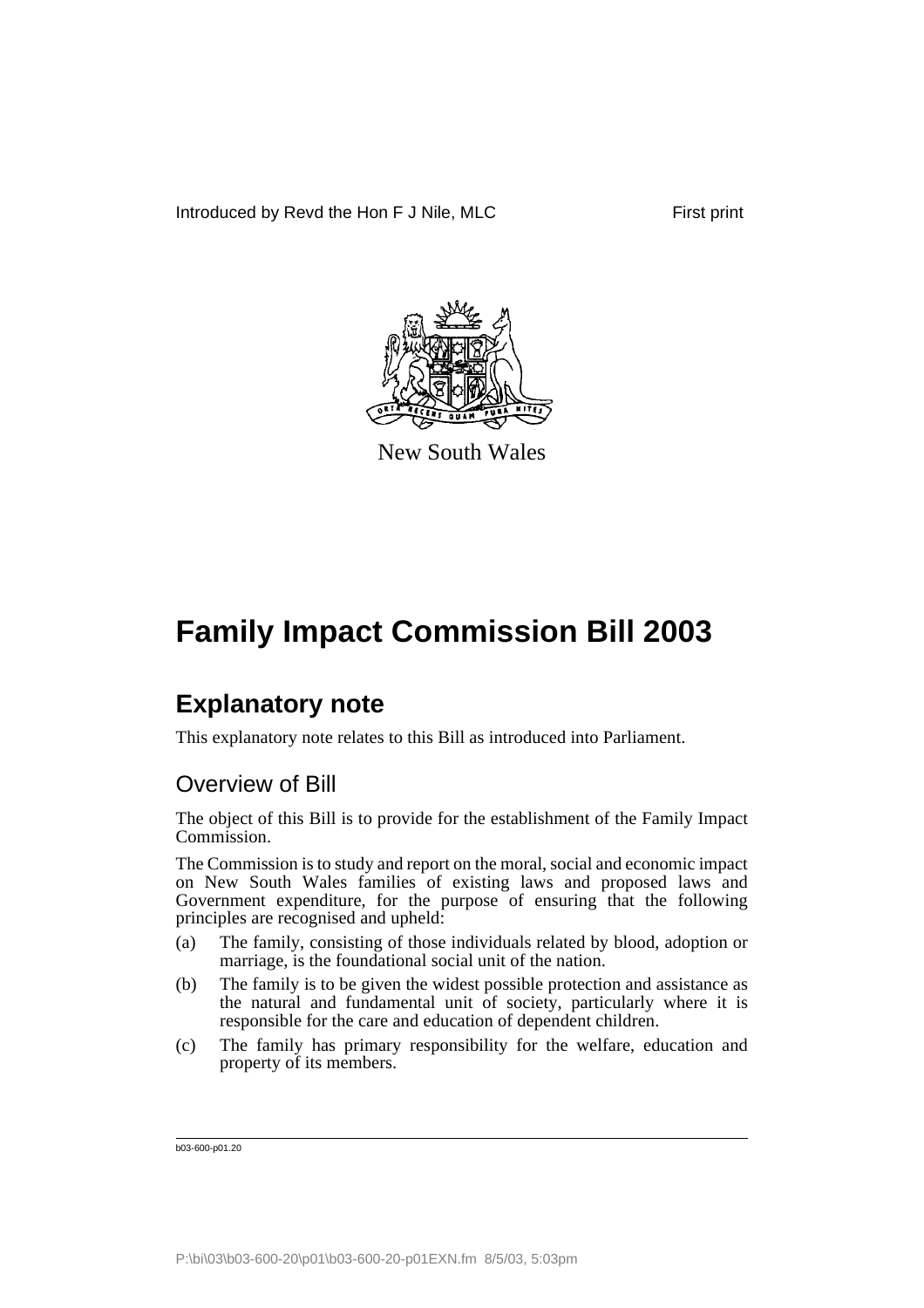Introduced by Revd the Hon F J Nile, MLC First print

New South Wales

# Family Impact Commission Bill 2003

## Explanatory note

This explanatory note relates to this Bill as introduced into Parliament.

### Overview of Bill

The object of this Bill is to provide for the establishment of the Family Impact Commission.

The Commission is to study and report on the moral, social and economic impact on New South Wales families of existing laws and proposed laws and Government expenditure, for the purpose of ensuring that the following principles are recognised and upheld:

(a) The family, consisting of those individuals related by blood, adoption or marriage, is the foundational social unit of the nation.

(b) The family is to be given the widest possible protection and assistance as the natural and fundamental unit of society, particularly where it is responsible for the care and education of dependent children.

(c) The family has primary responsibility for the welfare, education and property of its members.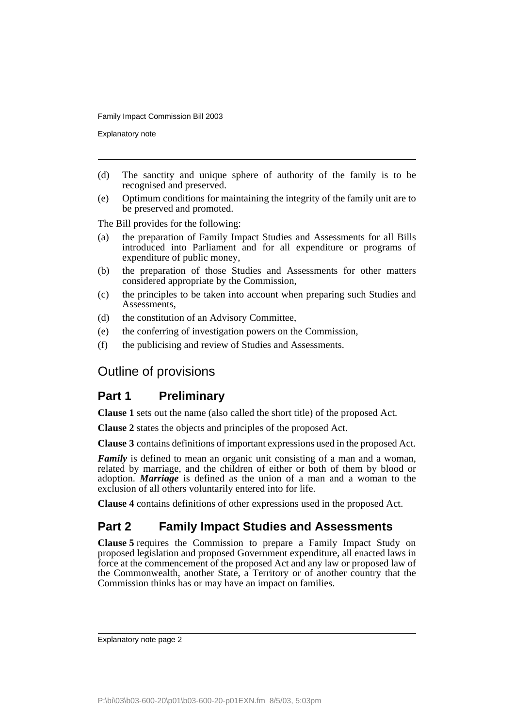(d) The sanctity and unique sphere of authority of the family is to be recognised and preserved.

(e) Optimum conditions for maintaining the integrity of the family unit are to be preserved and promoted.

The Bill provides for the following:

(a) the preparation of Family Impact Studies and Assessments for all Bills introduced into Parliament and for all expenditure or programs of expenditure of public money,

(b) the preparation of those Studies and Assessments for other matters considered appropriate by the Commission,

(c) the principles to be taken into account when preparing such Studies and Assessments,

(d) the constitution of an Advisory Committee,

(e) the conferring of investigation powers on the Commission,

(f) the publicising and review of Studies and Assessments.

## Outline of provisions

### Part 1 Preliminary

**Clause 1** sets out the name (also called the short title) of the proposed Act.

**Clause 2** states the objects and principles of the proposed Act.

**Clause 3** contains definitions of important expressions used in the proposed Act.

***Family*** is defined to mean an organic unit consisting of a man and a woman, related by marriage, and the children of either or both of them by blood or adoption. ***Marriage*** is defined as the union of a man and a woman to the exclusion of all others voluntarily entered into for life.

**Clause 4** contains definitions of other expressions used in the proposed Act.

### Part 2 Family Impact Studies and Assessments

**Clause 5** requires the Commission to prepare a Family Impact Study on proposed legislation and proposed Government expenditure, all enacted laws in force at the commencement of the proposed Act and any law or proposed law of the Commonwealth, another State, a Territory or of another country that the Commission thinks has or may have an impact on families.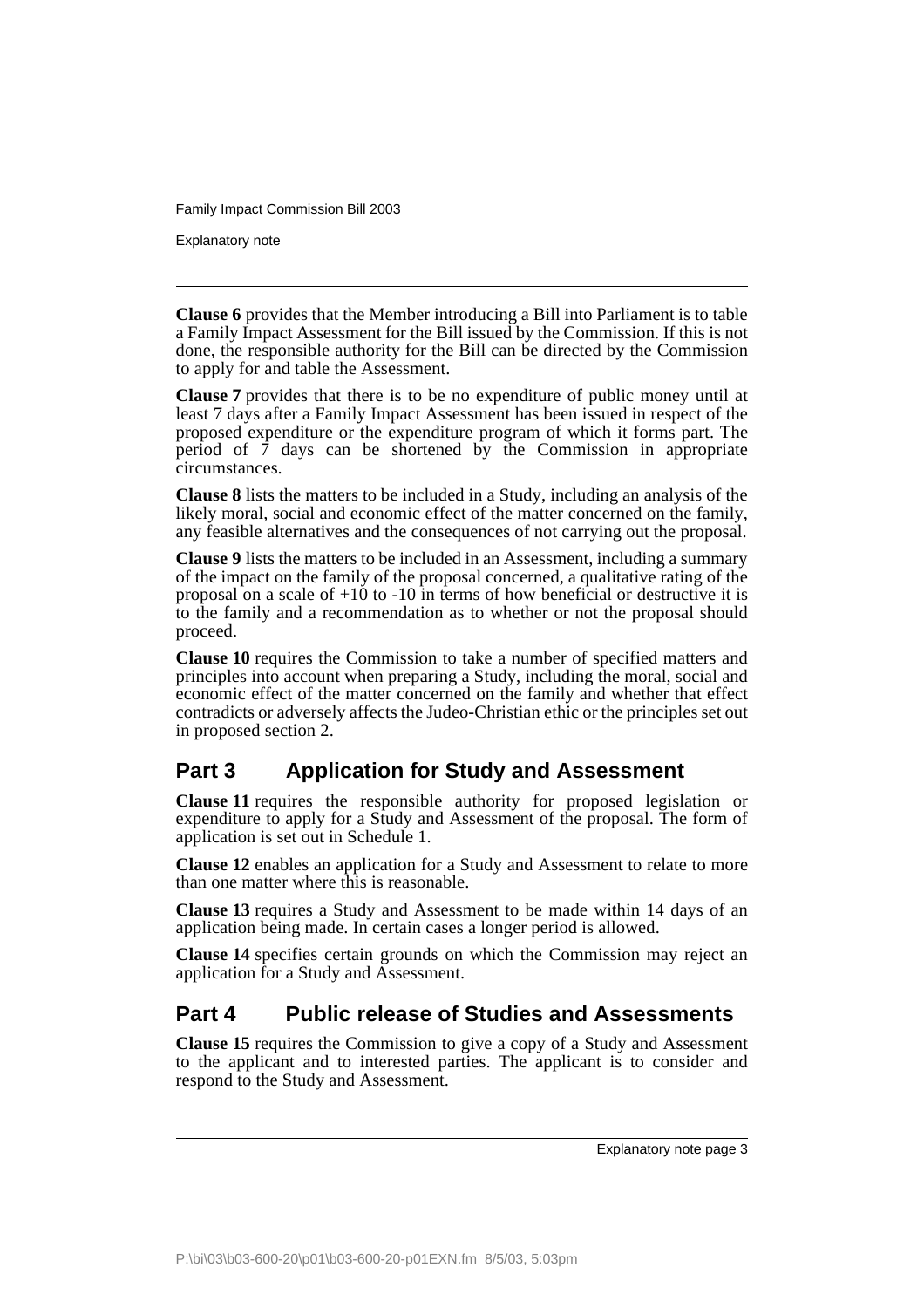**Clause 6** provides that the Member introducing a Bill into Parliament is to table a Family Impact Assessment for the Bill issued by the Commission. If this is not done, the responsible authority for the Bill can be directed by the Commission to apply for and table the Assessment.

**Clause 7** provides that there is to be no expenditure of public money until at least 7 days after a Family Impact Assessment has been issued in respect of the proposed expenditure or the expenditure program of which it forms part. The period of 7 days can be shortened by the Commission in appropriate circumstances.

**Clause 8** lists the matters to be included in a Study, including an analysis of the likely moral, social and economic effect of the matter concerned on the family, any feasible alternatives and the consequences of not carrying out the proposal.

**Clause 9** lists the matters to be included in an Assessment, including a summary of the impact on the family of the proposal concerned, a qualitative rating of the proposal on a scale of +10 to -10 in terms of how beneficial or destructive it is to the family and a recommendation as to whether or not the proposal should proceed.

**Clause 10** requires the Commission to take a number of specified matters and principles into account when preparing a Study, including the moral, social and economic effect of the matter concerned on the family and whether that effect contradicts or adversely affects the Judeo-Christian ethic or the principles set out in proposed section 2.

## Part 3 Application for Study and Assessment

**Clause 11** requires the responsible authority for proposed legislation or expenditure to apply for a Study and Assessment of the proposal. The form of application is set out in Schedule 1.

**Clause 12** enables an application for a Study and Assessment to relate to more than one matter where this is reasonable.

**Clause 13** requires a Study and Assessment to be made within 14 days of an application being made. In certain cases a longer period is allowed.

**Clause 14** specifies certain grounds on which the Commission may reject an application for a Study and Assessment.

## Part 4 Public release of Studies and Assessments

**Clause 15** requires the Commission to give a copy of a Study and Assessment to the applicant and to interested parties. The applicant is to consider and respond to the Study and Assessment.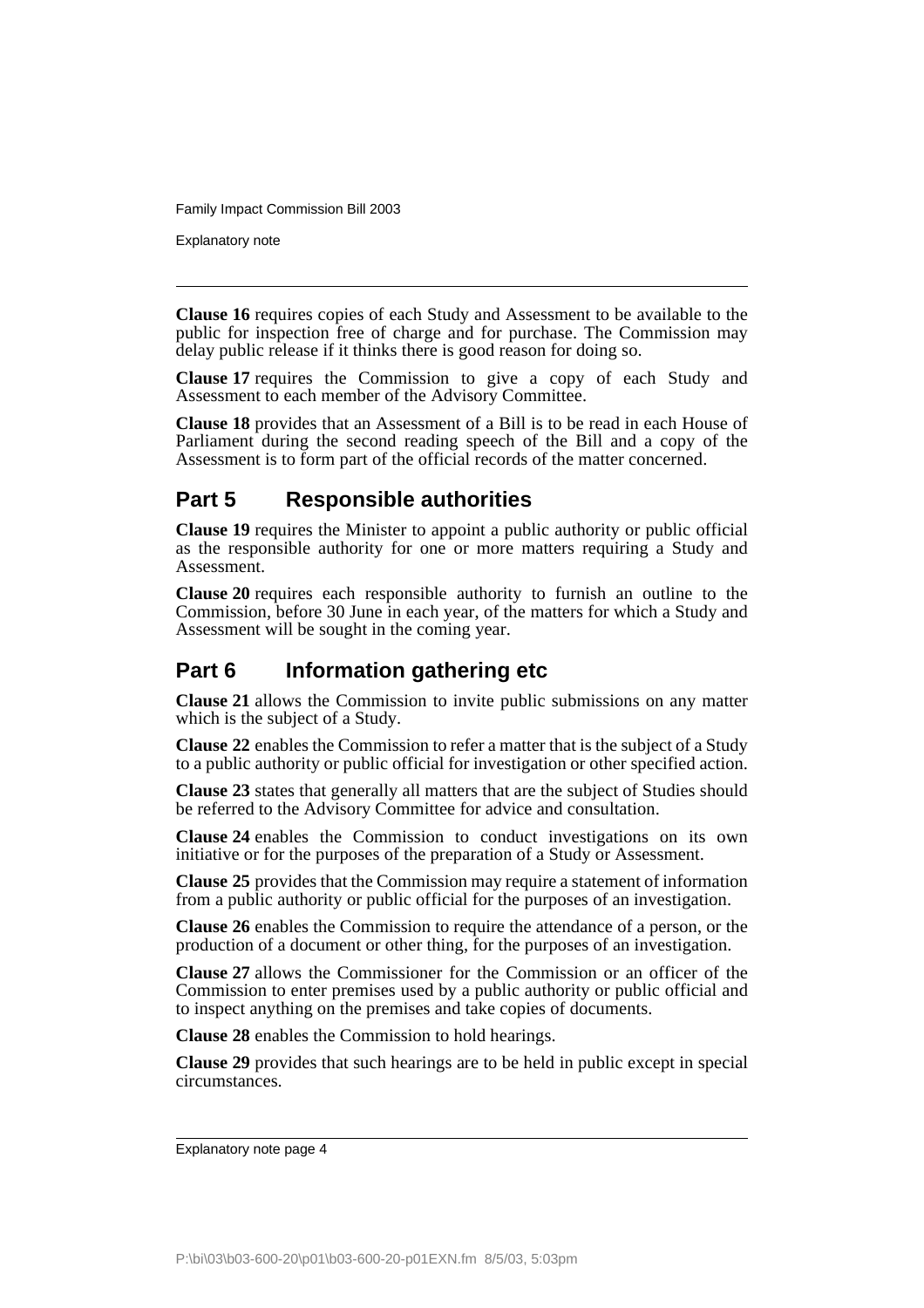**Clause 16** requires copies of each Study and Assessment to be available to the public for inspection free of charge and for purchase. The Commission may delay public release if it thinks there is good reason for doing so.

**Clause 17** requires the Commission to give a copy of each Study and Assessment to each member of the Advisory Committee.

**Clause 18** provides that an Assessment of a Bill is to be read in each House of Parliament during the second reading speech of the Bill and a copy of the Assessment is to form part of the official records of the matter concerned.

## Part 5 Responsible authorities

**Clause 19** requires the Minister to appoint a public authority or public official as the responsible authority for one or more matters requiring a Study and Assessment.

**Clause 20** requires each responsible authority to furnish an outline to the Commission, before 30 June in each year, of the matters for which a Study and Assessment will be sought in the coming year.

## Part 6 Information gathering etc

**Clause 21** allows the Commission to invite public submissions on any matter which is the subject of a Study.

**Clause 22** enables the Commission to refer a matter that is the subject of a Study to a public authority or public official for investigation or other specified action.

**Clause 23** states that generally all matters that are the subject of Studies should be referred to the Advisory Committee for advice and consultation.

**Clause 24** enables the Commission to conduct investigations on its own initiative or for the purposes of the preparation of a Study or Assessment.

**Clause 25** provides that the Commission may require a statement of information from a public authority or public official for the purposes of an investigation.

**Clause 26** enables the Commission to require the attendance of a person, or the production of a document or other thing, for the purposes of an investigation.

**Clause 27** allows the Commissioner for the Commission or an officer of the Commission to enter premises used by a public authority or public official and to inspect anything on the premises and take copies of documents.

**Clause 28** enables the Commission to hold hearings.

**Clause 29** provides that such hearings are to be held in public except in special circumstances.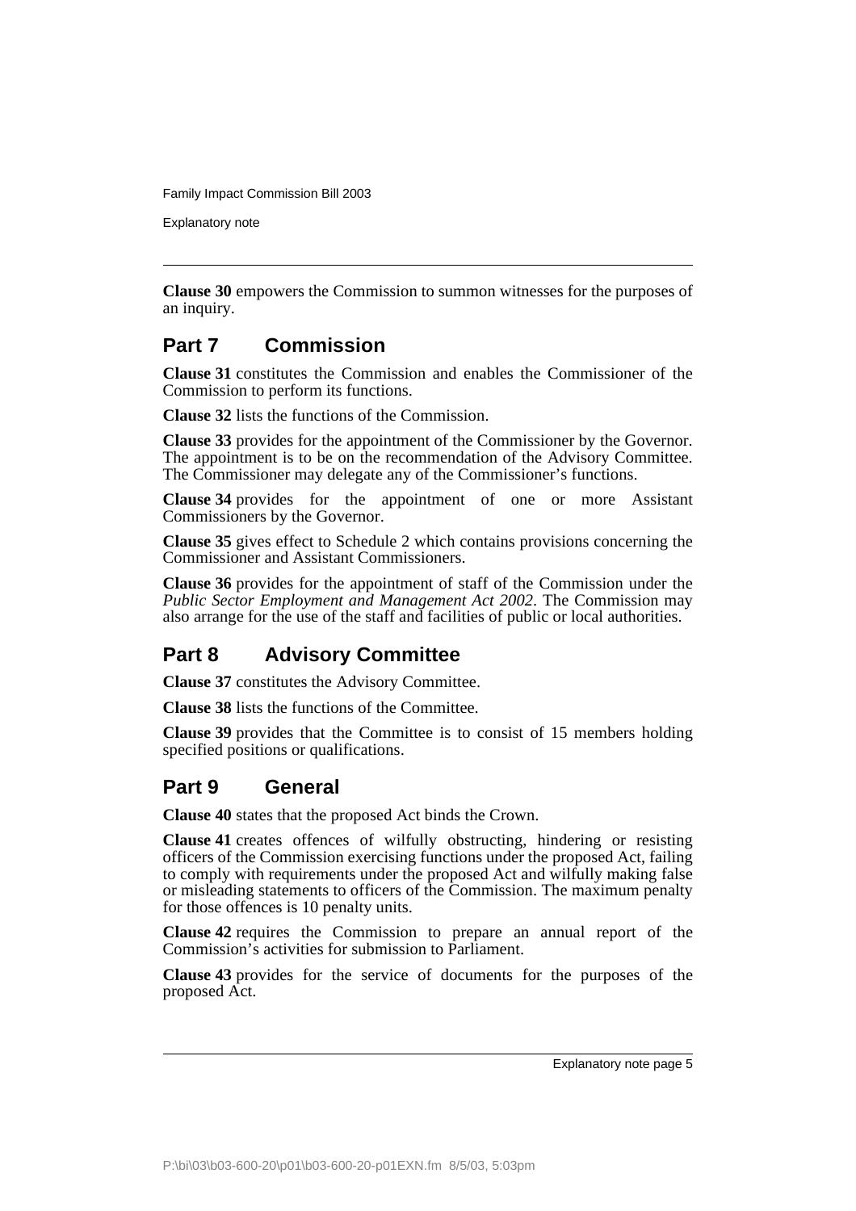**Clause 30** empowers the Commission to summon witnesses for the purposes of an inquiry.

## Part 7 Commission

**Clause 31** constitutes the Commission and enables the Commissioner of the Commission to perform its functions.

**Clause 32** lists the functions of the Commission.

**Clause 33** provides for the appointment of the Commissioner by the Governor. The appointment is to be on the recommendation of the Advisory Committee. The Commissioner may delegate any of the Commissioner's functions.

**Clause 34** provides for the appointment of one or more Assistant Commissioners by the Governor.

**Clause 35** gives effect to Schedule 2 which contains provisions concerning the Commissioner and Assistant Commissioners.

**Clause 36** provides for the appointment of staff of the Commission under the *Public Sector Employment and Management Act 2002*. The Commission may also arrange for the use of the staff and facilities of public or local authorities.

## Part 8 Advisory Committee

**Clause 37** constitutes the Advisory Committee.

**Clause 38** lists the functions of the Committee.

**Clause 39** provides that the Committee is to consist of 15 members holding specified positions or qualifications.

## Part 9 General

**Clause 40** states that the proposed Act binds the Crown.

**Clause 41** creates offences of wilfully obstructing, hindering or resisting officers of the Commission exercising functions under the proposed Act, failing to comply with requirements under the proposed Act and wilfully making false or misleading statements to officers of the Commission. The maximum penalty for those offences is 10 penalty units.

**Clause 42** requires the Commission to prepare an annual report of the Commission's activities for submission to Parliament.

**Clause 43** provides for the service of documents for the purposes of the proposed Act.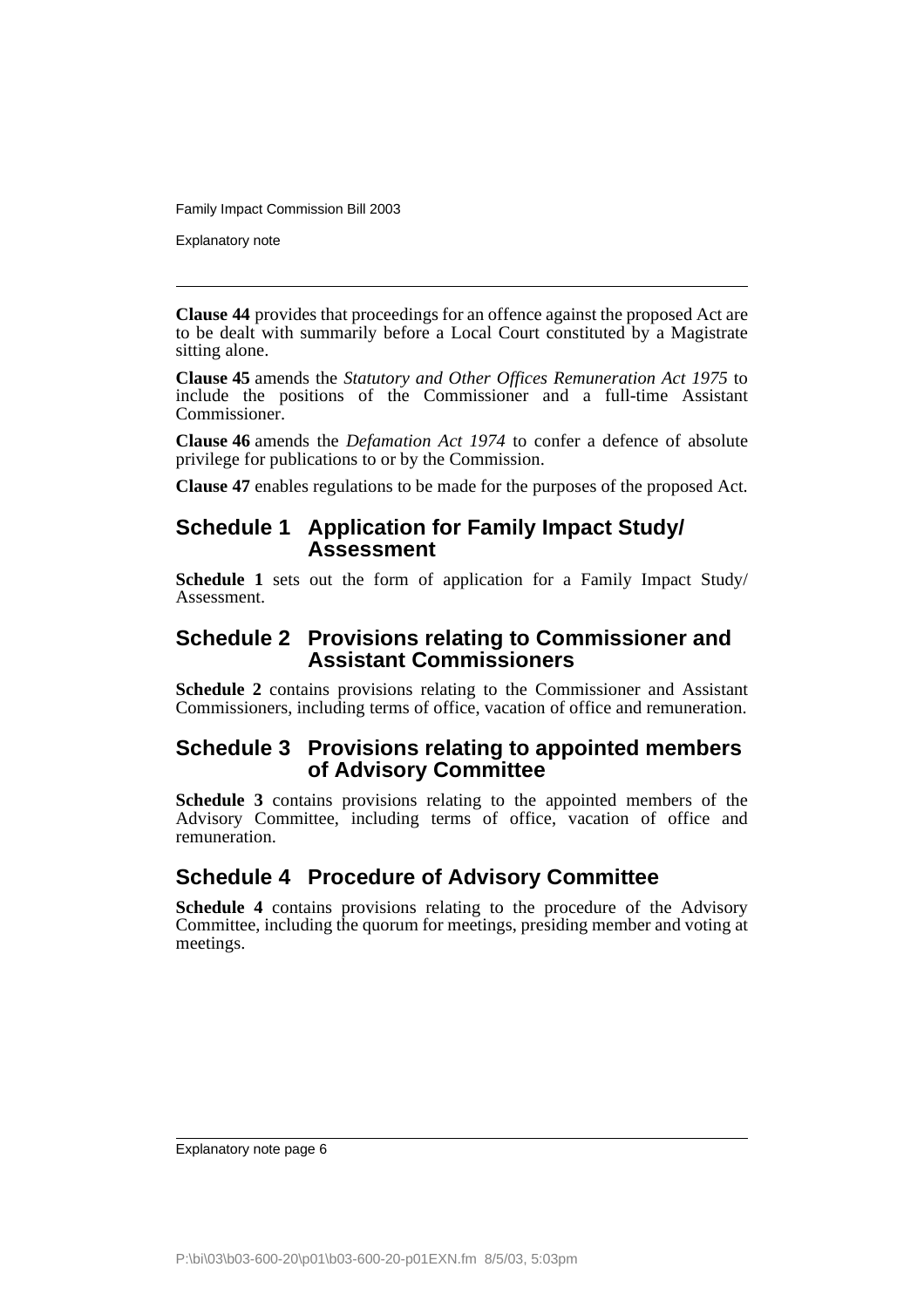**Clause 44** provides that proceedings for an offence against the proposed Act are to be dealt with summarily before a Local Court constituted by a Magistrate sitting alone.

**Clause 45** amends the *Statutory and Other Offices Remuneration Act 1975* to include the positions of the Commissioner and a full-time Assistant Commissioner.

**Clause 46** amends the *Defamation Act 1974* to confer a defence of absolute privilege for publications to or by the Commission.

**Clause 47** enables regulations to be made for the purposes of the proposed Act.

## Schedule 1 Application for Family Impact Study/ Assessment

**Schedule 1** sets out the form of application for a Family Impact Study/ Assessment.

## Schedule 2 Provisions relating to Commissioner and Assistant Commissioners

**Schedule 2** contains provisions relating to the Commissioner and Assistant Commissioners, including terms of office, vacation of office and remuneration.

## Schedule 3 Provisions relating to appointed members of Advisory Committee

**Schedule 3** contains provisions relating to the appointed members of the Advisory Committee, including terms of office, vacation of office and remuneration.

## Schedule 4 Procedure of Advisory Committee

**Schedule 4** contains provisions relating to the procedure of the Advisory Committee, including the quorum for meetings, presiding member and voting at meetings.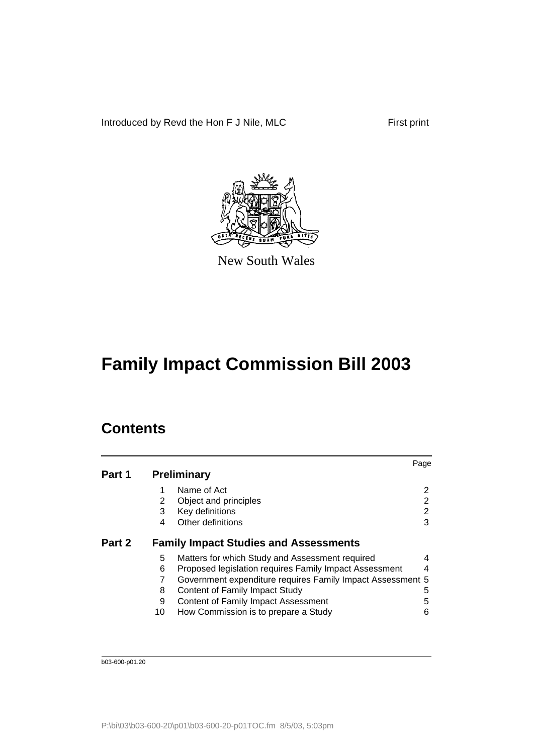Introduced by Revd the Hon F J Nile, MLC

First print

New South Wales

# Family Impact Commission Bill 2003

## Contents

| | | | Page |
|---|---|---|---|
| **Part 1** | **Preliminary** | | |
| | 1 | Name of Act | 2 |
| | 2 | Object and principles | 2 |
| | 3 | Key definitions | 2 |
| | 4 | Other definitions | 3 |
| **Part 2** | **Family Impact Studies and Assessments** | | |
| | 5 | Matters for which Study and Assessment required | 4 |
| | 6 | Proposed legislation requires Family Impact Assessment | 4 |
| | 7 | Government expenditure requires Family Impact Assessment | 5 |
| | 8 | Content of Family Impact Study | 5 |
| | 9 | Content of Family Impact Assessment | 5 |
| | 10 | How Commission is to prepare a Study | 6 |

b03-600-p01.20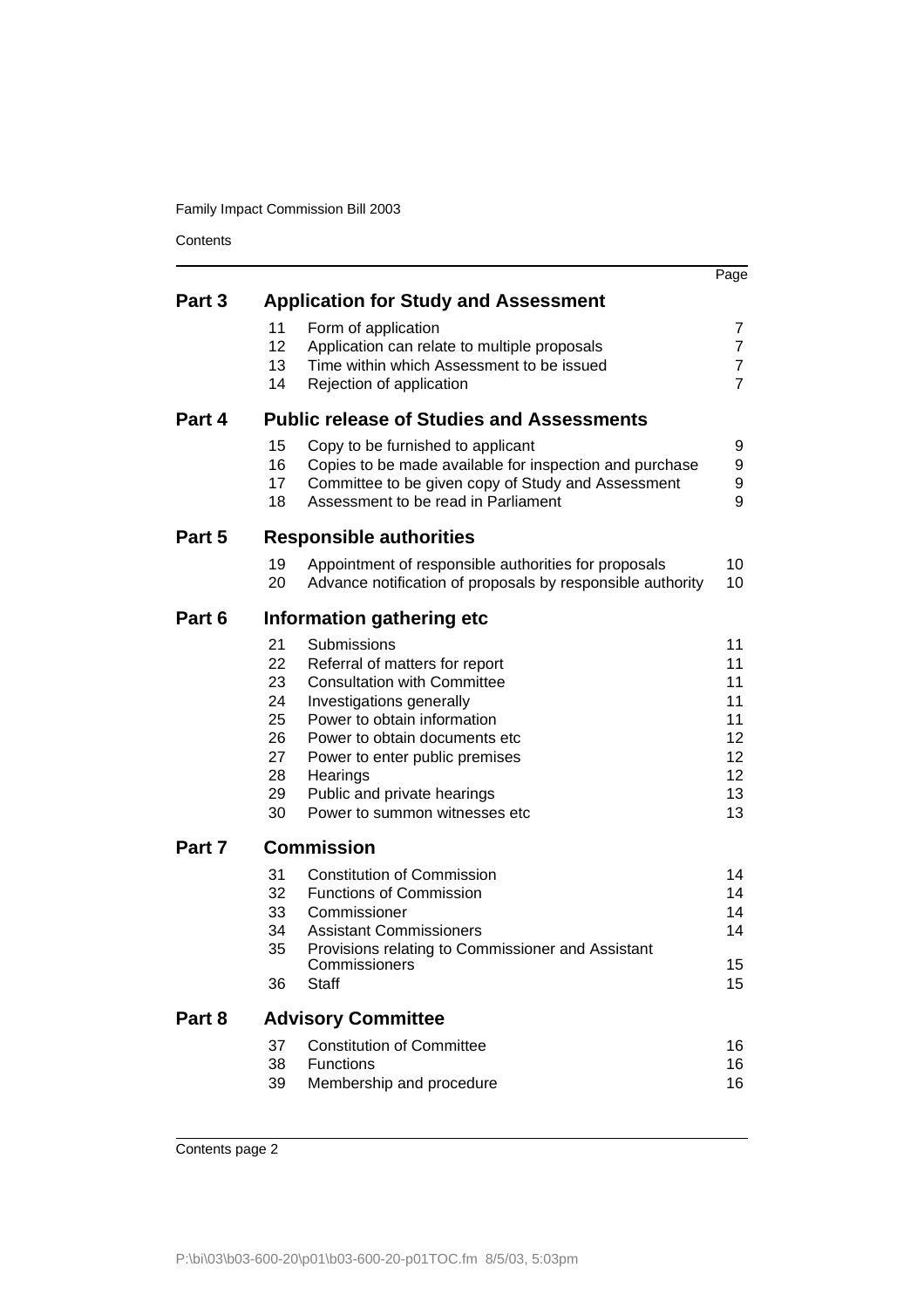| | | | Page |
|---|---|---|---|
| **Part 3** | **Application for Study and Assessment** | | |
| | 11 | Form of application | 7 |
| | 12 | Application can relate to multiple proposals | 7 |
| | 13 | Time within which Assessment to be issued | 7 |
| | 14 | Rejection of application | 7 |
| **Part 4** | **Public release of Studies and Assessments** | | |
| | 15 | Copy to be furnished to applicant | 9 |
| | 16 | Copies to be made available for inspection and purchase | 9 |
| | 17 | Committee to be given copy of Study and Assessment | 9 |
| | 18 | Assessment to be read in Parliament | 9 |
| **Part 5** | **Responsible authorities** | | |
| | 19 | Appointment of responsible authorities for proposals | 10 |
| | 20 | Advance notification of proposals by responsible authority | 10 |
| **Part 6** | **Information gathering etc** | | |
| | 21 | Submissions | 11 |
| | 22 | Referral of matters for report | 11 |
| | 23 | Consultation with Committee | 11 |
| | 24 | Investigations generally | 11 |
| | 25 | Power to obtain information | 11 |
| | 26 | Power to obtain documents etc | 12 |
| | 27 | Power to enter public premises | 12 |
| | 28 | Hearings | 12 |
| | 29 | Public and private hearings | 13 |
| | 30 | Power to summon witnesses etc | 13 |
| **Part 7** | **Commission** | | |
| | 31 | Constitution of Commission | 14 |
| | 32 | Functions of Commission | 14 |
| | 33 | Commissioner | 14 |
| | 34 | Assistant Commissioners | 14 |
| | 35 | Provisions relating to Commissioner and Assistant Commissioners | 15 |
| | 36 | Staff | 15 |
| **Part 8** | **Advisory Committee** | | |
| | 37 | Constitution of Committee | 16 |
| | 38 | Functions | 16 |
| | 39 | Membership and procedure | 16 |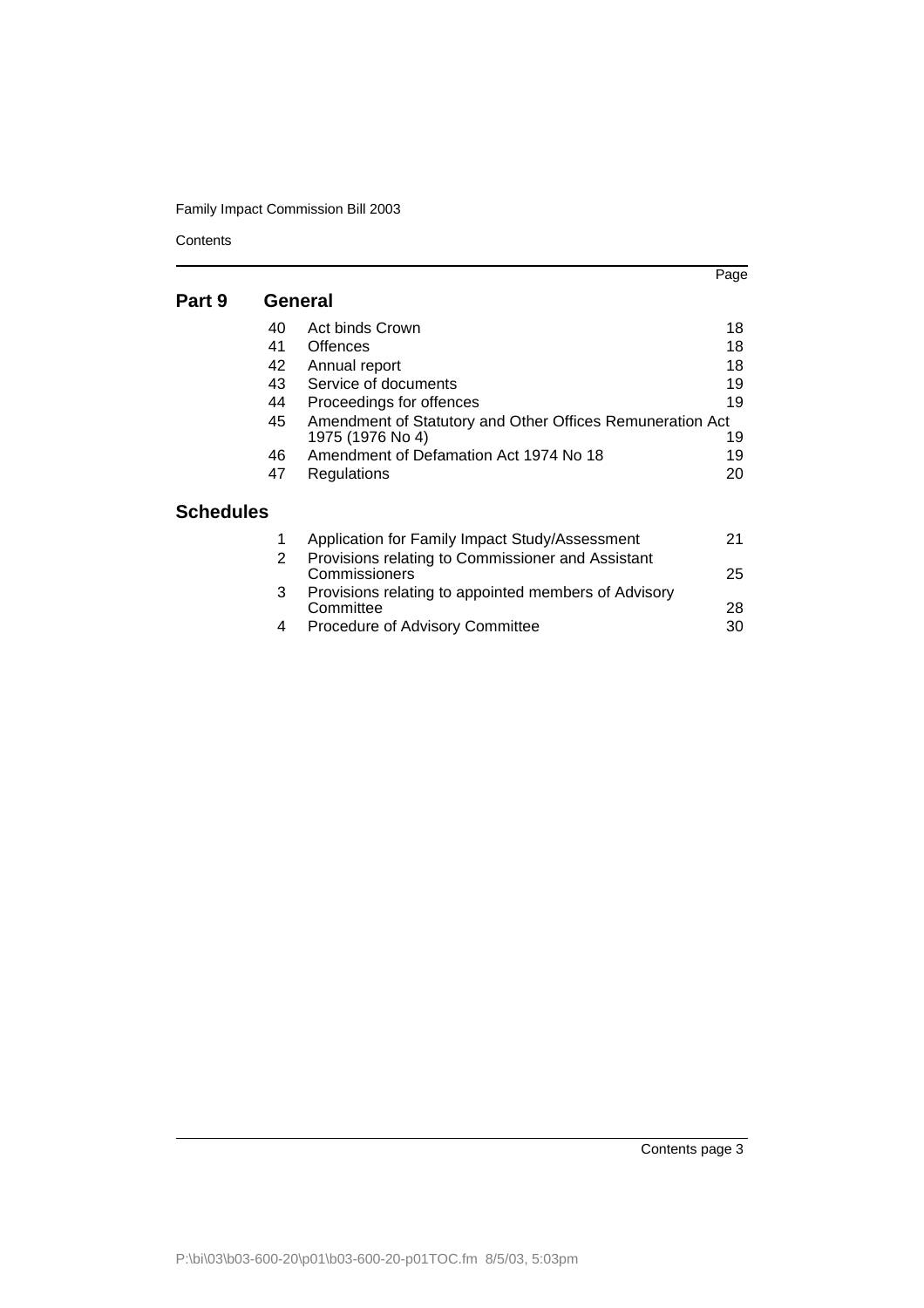| | | Page |
|---|---|---|
| **Part 9** | **General** | |
| 40 | Act binds Crown | 18 |
| 41 | Offences | 18 |
| 42 | Annual report | 18 |
| 43 | Service of documents | 19 |
| 44 | Proceedings for offences | 19 |
| 45 | Amendment of Statutory and Other Offices Remuneration Act 1975 (1976 No 4) | 19 |
| 46 | Amendment of Defamation Act 1974 No 18 | 19 |
| 47 | Regulations | 20 |
| **Schedules** | | |
| 1 | Application for Family Impact Study/Assessment | 21 |
| 2 | Provisions relating to Commissioner and Assistant Commissioners | 25 |
| 3 | Provisions relating to appointed members of Advisory Committee | 28 |
| 4 | Procedure of Advisory Committee | 30 |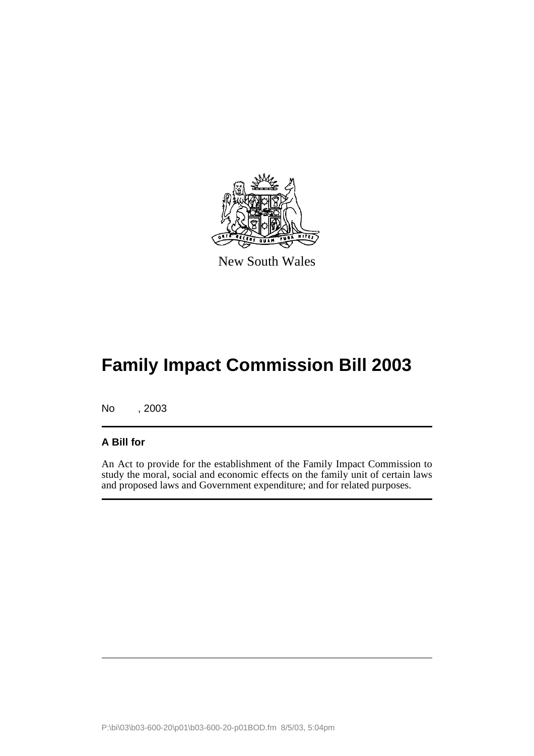New South Wales

# Family Impact Commission Bill 2003

No , 2003

**A Bill for**

An Act to provide for the establishment of the Family Impact Commission to study the moral, social and economic effects on the family unit of certain laws and proposed laws and Government expenditure; and for related purposes.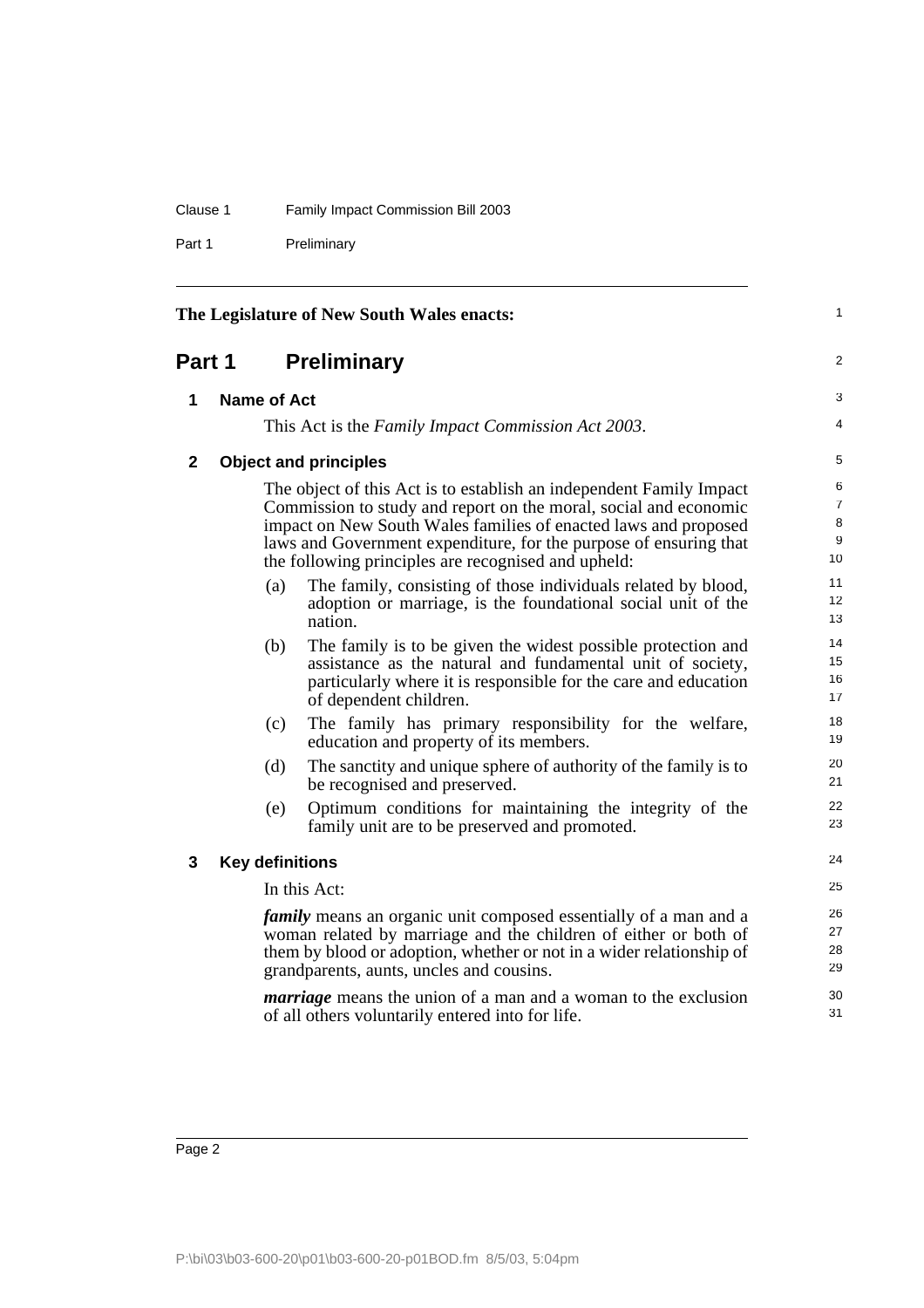The Legislature of New South Wales enacts:

# Part 1 Preliminary

## 1 Name of Act

This Act is the *Family Impact Commission Act 2003*.

## 2 Object and principles

The object of this Act is to establish an independent Family Impact Commission to study and report on the moral, social and economic impact on New South Wales families of enacted laws and proposed laws and Government expenditure, for the purpose of ensuring that the following principles are recognised and upheld:

(a) The family, consisting of those individuals related by blood, adoption or marriage, is the foundational social unit of the nation.

(b) The family is to be given the widest possible protection and assistance as the natural and fundamental unit of society, particularly where it is responsible for the care and education of dependent children.

(c) The family has primary responsibility for the welfare, education and property of its members.

(d) The sanctity and unique sphere of authority of the family is to be recognised and preserved.

(e) Optimum conditions for maintaining the integrity of the family unit are to be preserved and promoted.

## 3 Key definitions

In this Act:

***family*** means an organic unit composed essentially of a man and a woman related by marriage and the children of either or both of them by blood or adoption, whether or not in a wider relationship of grandparents, aunts, uncles and cousins.

***marriage*** means the union of a man and a woman to the exclusion of all others voluntarily entered into for life.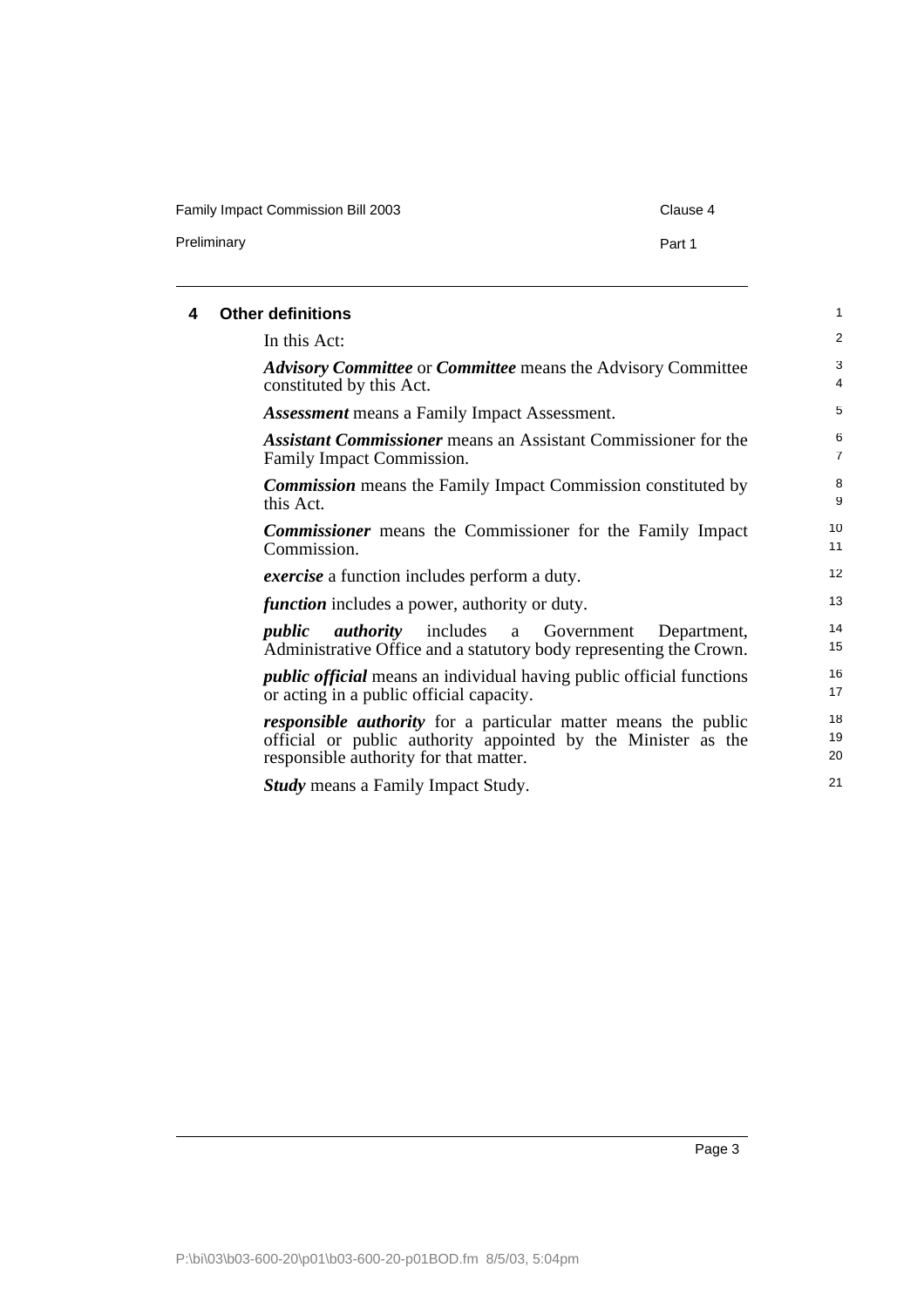## 4 Other definitions

In this Act:

***Advisory Committee*** or ***Committee*** means the Advisory Committee constituted by this Act.

***Assessment*** means a Family Impact Assessment.

***Assistant Commissioner*** means an Assistant Commissioner for the Family Impact Commission.

***Commission*** means the Family Impact Commission constituted by this Act.

***Commissioner*** means the Commissioner for the Family Impact Commission.

***exercise*** a function includes perform a duty.

***function*** includes a power, authority or duty.

***public authority*** includes a Government Department, Administrative Office and a statutory body representing the Crown.

***public official*** means an individual having public official functions or acting in a public official capacity.

***responsible authority*** for a particular matter means the public official or public authority appointed by the Minister as the responsible authority for that matter.

***Study*** means a Family Impact Study.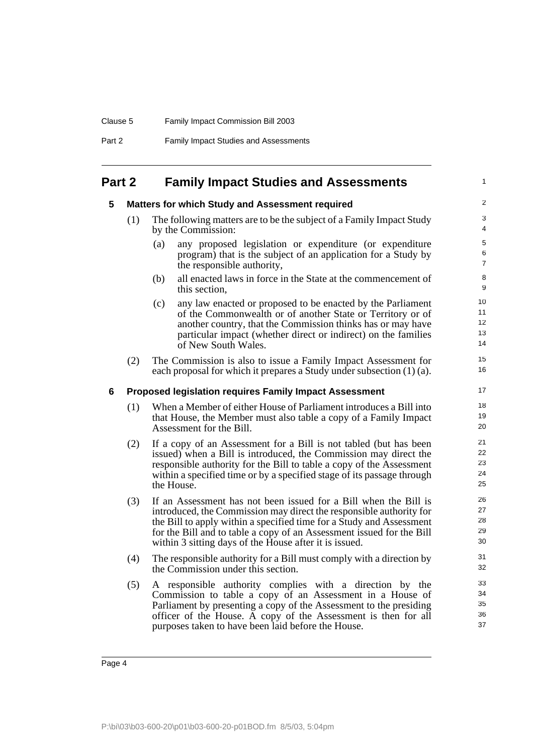## Part 2 Family Impact Studies and Assessments

### 5 Matters for which Study and Assessment required

(1) The following matters are to be the subject of a Family Impact Study by the Commission:

(a) any proposed legislation or expenditure (or expenditure program) that is the subject of an application for a Study by the responsible authority,

(b) all enacted laws in force in the State at the commencement of this section,

(c) any law enacted or proposed to be enacted by the Parliament of the Commonwealth or of another State or Territory or of another country, that the Commission thinks has or may have particular impact (whether direct or indirect) on the families of New South Wales.

(2) The Commission is also to issue a Family Impact Assessment for each proposal for which it prepares a Study under subsection (1) (a).

### 6 Proposed legislation requires Family Impact Assessment

(1) When a Member of either House of Parliament introduces a Bill into that House, the Member must also table a copy of a Family Impact Assessment for the Bill.

(2) If a copy of an Assessment for a Bill is not tabled (but has been issued) when a Bill is introduced, the Commission may direct the responsible authority for the Bill to table a copy of the Assessment within a specified time or by a specified stage of its passage through the House.

(3) If an Assessment has not been issued for a Bill when the Bill is introduced, the Commission may direct the responsible authority for the Bill to apply within a specified time for a Study and Assessment for the Bill and to table a copy of an Assessment issued for the Bill within 3 sitting days of the House after it is issued.

(4) The responsible authority for a Bill must comply with a direction by the Commission under this section.

(5) A responsible authority complies with a direction by the Commission to table a copy of an Assessment in a House of Parliament by presenting a copy of the Assessment to the presiding officer of the House. A copy of the Assessment is then for all purposes taken to have been laid before the House.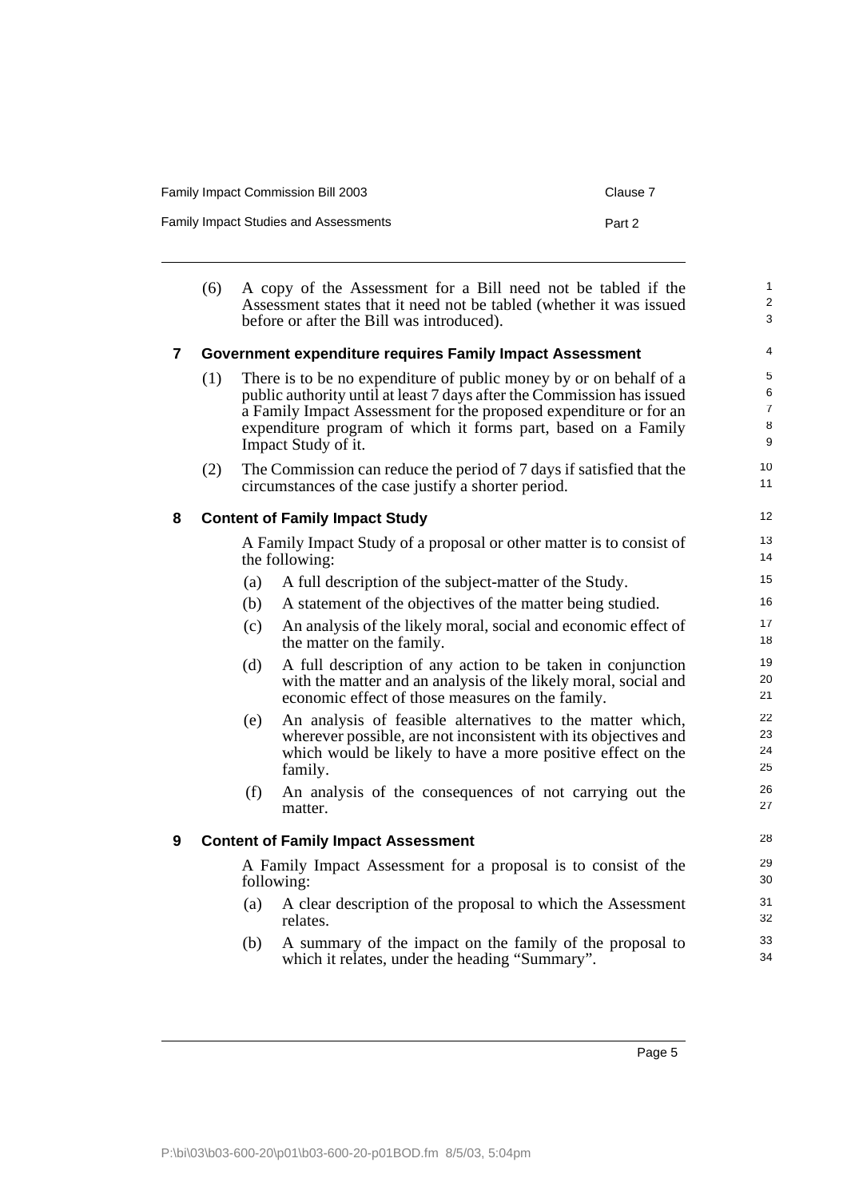(6) A copy of the Assessment for a Bill need not be tabled if the Assessment states that it need not be tabled (whether it was issued before or after the Bill was introduced).

## 7 Government expenditure requires Family Impact Assessment

(1) There is to be no expenditure of public money by or on behalf of a public authority until at least 7 days after the Commission has issued a Family Impact Assessment for the proposed expenditure or for an expenditure program of which it forms part, based on a Family Impact Study of it.

(2) The Commission can reduce the period of 7 days if satisfied that the circumstances of the case justify a shorter period.

## 8 Content of Family Impact Study

A Family Impact Study of a proposal or other matter is to consist of the following:

(a) A full description of the subject-matter of the Study.

(b) A statement of the objectives of the matter being studied.

(c) An analysis of the likely moral, social and economic effect of the matter on the family.

(d) A full description of any action to be taken in conjunction with the matter and an analysis of the likely moral, social and economic effect of those measures on the family.

(e) An analysis of feasible alternatives to the matter which, wherever possible, are not inconsistent with its objectives and which would be likely to have a more positive effect on the family.

(f) An analysis of the consequences of not carrying out the matter.

## 9 Content of Family Impact Assessment

A Family Impact Assessment for a proposal is to consist of the following:

(a) A clear description of the proposal to which the Assessment relates.

(b) A summary of the impact on the family of the proposal to which it relates, under the heading "Summary".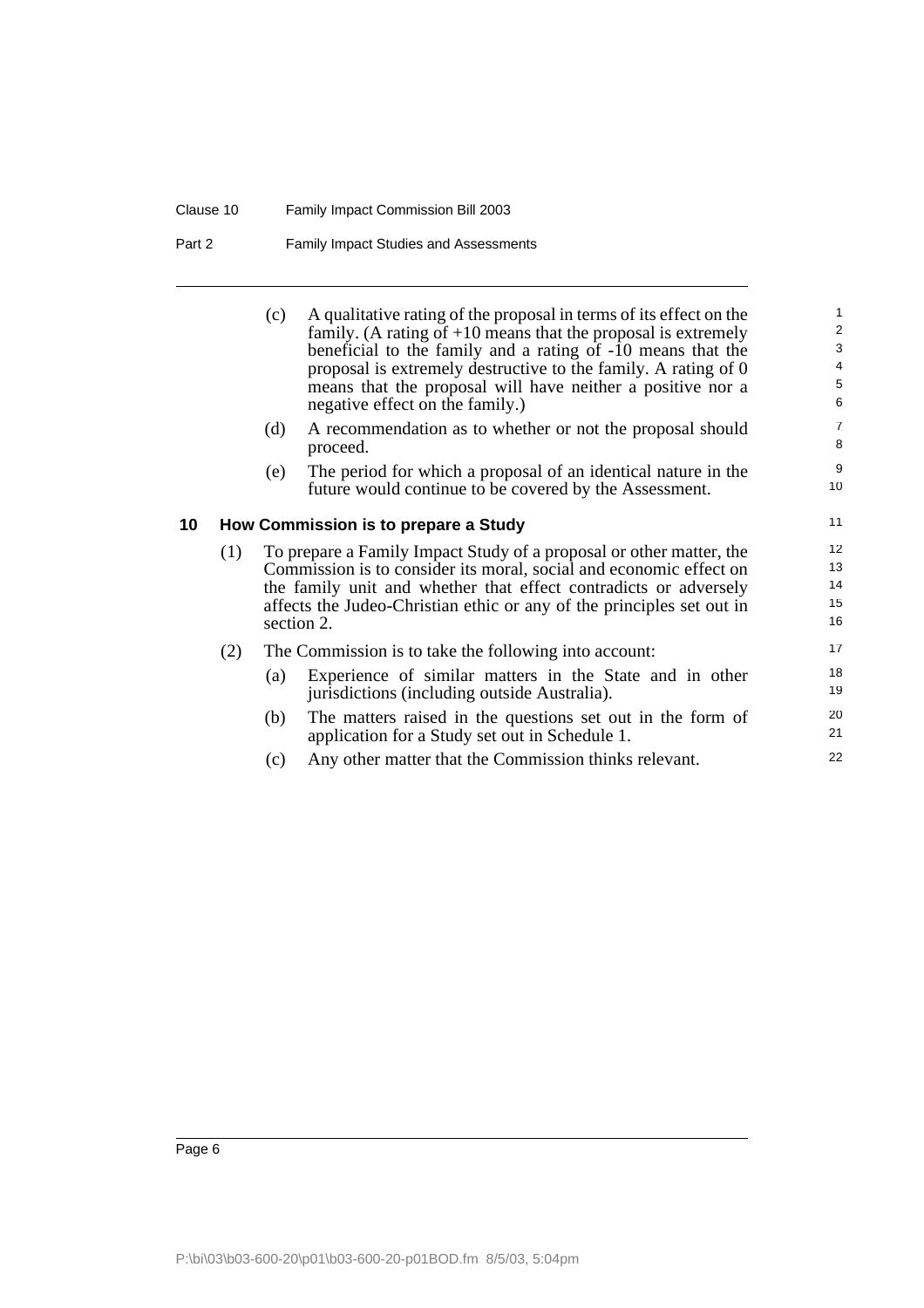(c) A qualitative rating of the proposal in terms of its effect on the family. (A rating of +10 means that the proposal is extremely beneficial to the family and a rating of -10 means that the proposal is extremely destructive to the family. A rating of 0 means that the proposal will have neither a positive nor a negative effect on the family.)

(d) A recommendation as to whether or not the proposal should proceed.

(e) The period for which a proposal of an identical nature in the future would continue to be covered by the Assessment.

### 10 How Commission is to prepare a Study

(1) To prepare a Family Impact Study of a proposal or other matter, the Commission is to consider its moral, social and economic effect on the family unit and whether that effect contradicts or adversely affects the Judeo-Christian ethic or any of the principles set out in section 2.

(2) The Commission is to take the following into account:

(a) Experience of similar matters in the State and in other jurisdictions (including outside Australia).

(b) The matters raised in the questions set out in the form of application for a Study set out in Schedule 1.

(c) Any other matter that the Commission thinks relevant.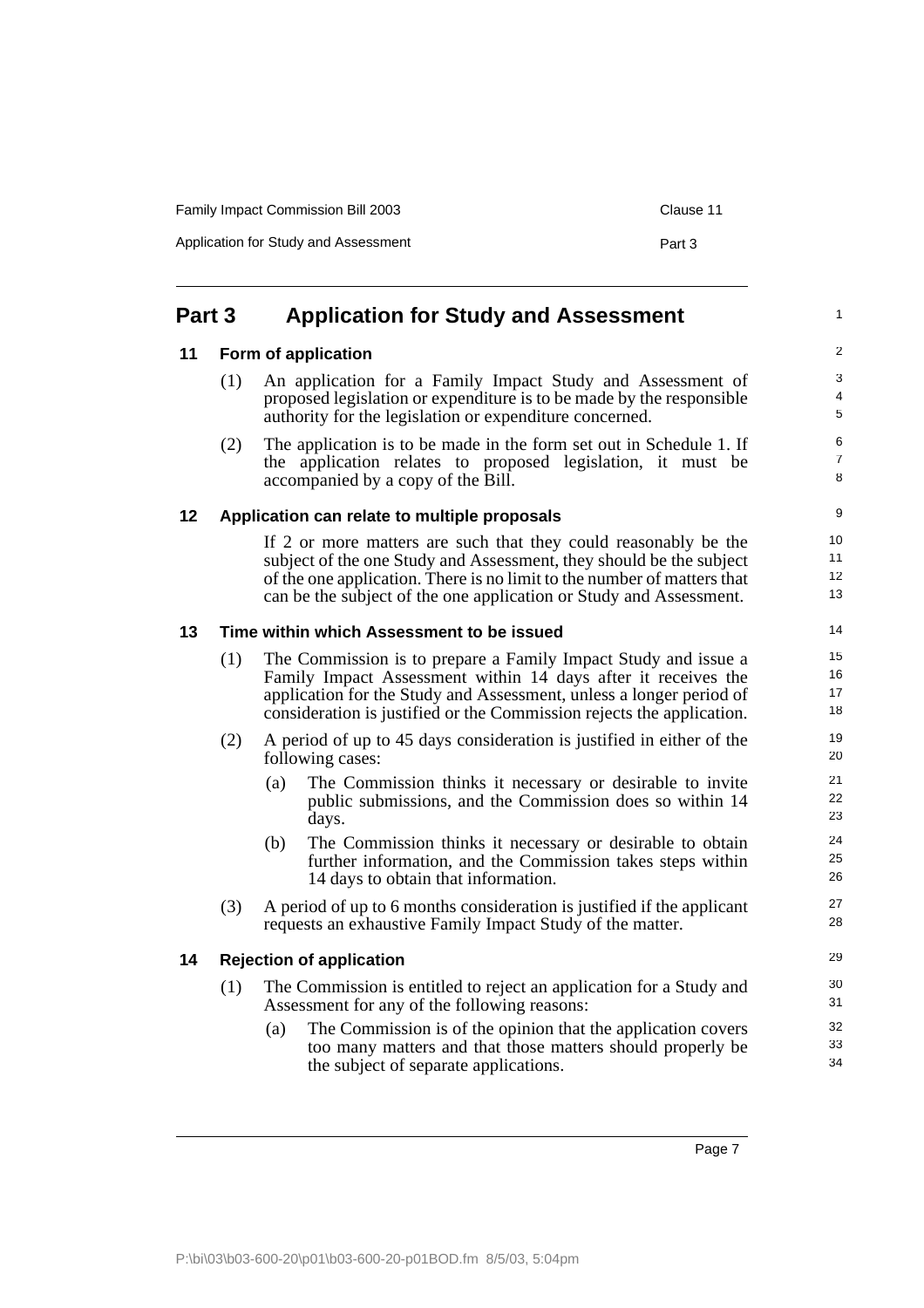## Part 3 Application for Study and Assessment

### 11 Form of application

(1) An application for a Family Impact Study and Assessment of proposed legislation or expenditure is to be made by the responsible authority for the legislation or expenditure concerned.

(2) The application is to be made in the form set out in Schedule 1. If the application relates to proposed legislation, it must be accompanied by a copy of the Bill.

### 12 Application can relate to multiple proposals

If 2 or more matters are such that they could reasonably be the subject of the one Study and Assessment, they should be the subject of the one application. There is no limit to the number of matters that can be the subject of the one application or Study and Assessment.

### 13 Time within which Assessment to be issued

(1) The Commission is to prepare a Family Impact Study and issue a Family Impact Assessment within 14 days after it receives the application for the Study and Assessment, unless a longer period of consideration is justified or the Commission rejects the application.

(2) A period of up to 45 days consideration is justified in either of the following cases:

(a) The Commission thinks it necessary or desirable to invite public submissions, and the Commission does so within 14 days.

(b) The Commission thinks it necessary or desirable to obtain further information, and the Commission takes steps within 14 days to obtain that information.

(3) A period of up to 6 months consideration is justified if the applicant requests an exhaustive Family Impact Study of the matter.

### 14 Rejection of application

(1) The Commission is entitled to reject an application for a Study and Assessment for any of the following reasons:

(a) The Commission is of the opinion that the application covers too many matters and that those matters should properly be the subject of separate applications.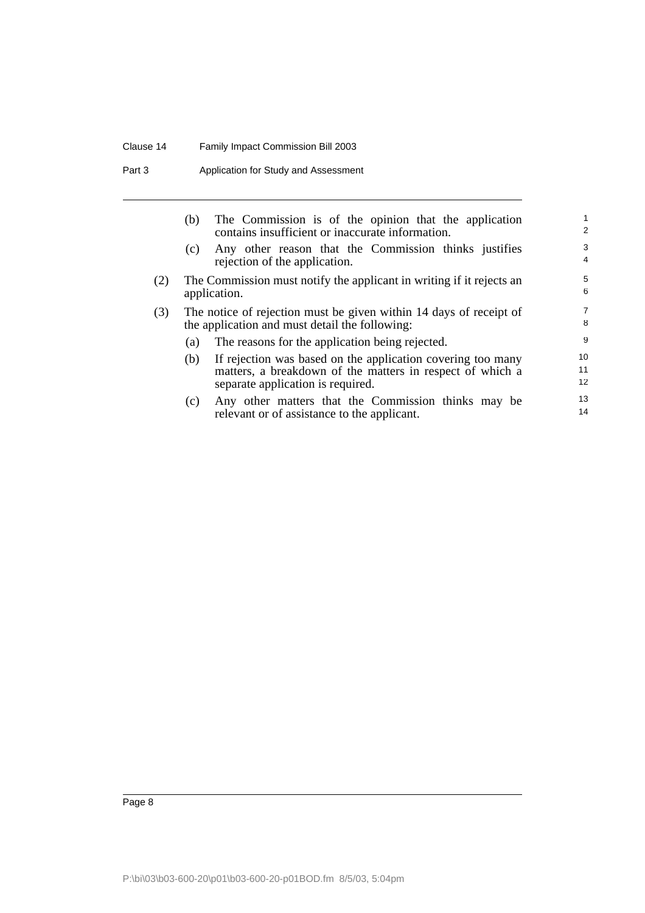(b) The Commission is of the opinion that the application contains insufficient or inaccurate information.

(c) Any other reason that the Commission thinks justifies rejection of the application.

(2) The Commission must notify the applicant in writing if it rejects an application.

(3) The notice of rejection must be given within 14 days of receipt of the application and must detail the following:

(a) The reasons for the application being rejected.

(b) If rejection was based on the application covering too many matters, a breakdown of the matters in respect of which a separate application is required.

(c) Any other matters that the Commission thinks may be relevant or of assistance to the applicant.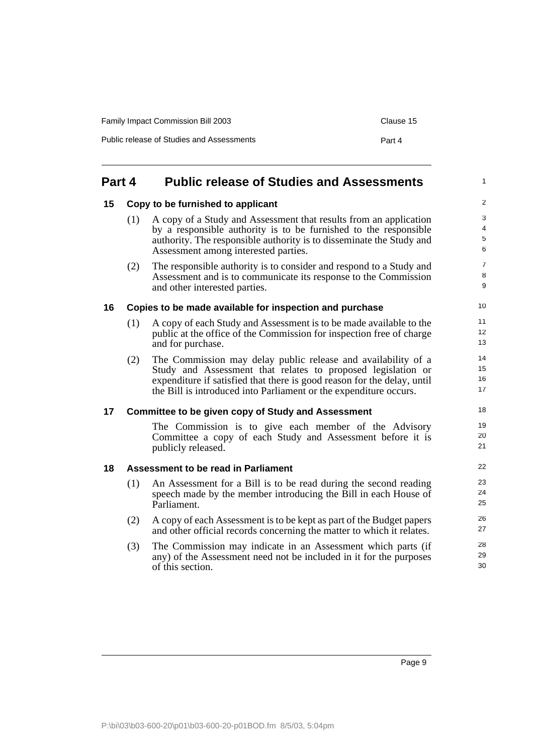# Part 4 Public release of Studies and Assessments

## 15 Copy to be furnished to applicant

(1) A copy of a Study and Assessment that results from an application by a responsible authority is to be furnished to the responsible authority. The responsible authority is to disseminate the Study and Assessment among interested parties.

(2) The responsible authority is to consider and respond to a Study and Assessment and is to communicate its response to the Commission and other interested parties.

## 16 Copies to be made available for inspection and purchase

(1) A copy of each Study and Assessment is to be made available to the public at the office of the Commission for inspection free of charge and for purchase.

(2) The Commission may delay public release and availability of a Study and Assessment that relates to proposed legislation or expenditure if satisfied that there is good reason for the delay, until the Bill is introduced into Parliament or the expenditure occurs.

## 17 Committee to be given copy of Study and Assessment

The Commission is to give each member of the Advisory Committee a copy of each Study and Assessment before it is publicly released.

## 18 Assessment to be read in Parliament

(1) An Assessment for a Bill is to be read during the second reading speech made by the member introducing the Bill in each House of Parliament.

(2) A copy of each Assessment is to be kept as part of the Budget papers and other official records concerning the matter to which it relates.

(3) The Commission may indicate in an Assessment which parts (if any) of the Assessment need not be included in it for the purposes of this section.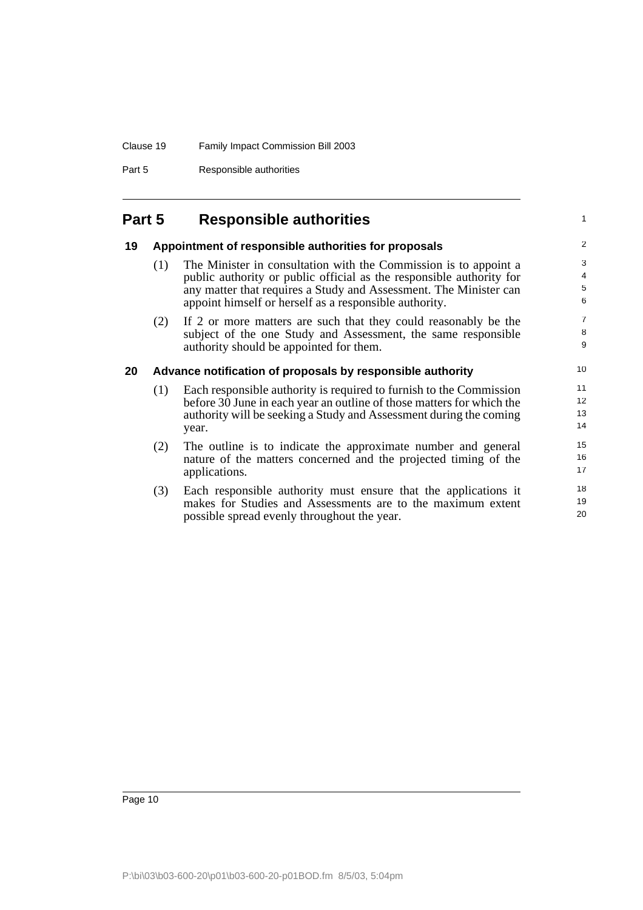## Part 5 Responsible authorities

### 19 Appointment of responsible authorities for proposals

(1) The Minister in consultation with the Commission is to appoint a public authority or public official as the responsible authority for any matter that requires a Study and Assessment. The Minister can appoint himself or herself as a responsible authority.

(2) If 2 or more matters are such that they could reasonably be the subject of the one Study and Assessment, the same responsible authority should be appointed for them.

### 20 Advance notification of proposals by responsible authority

(1) Each responsible authority is required to furnish to the Commission before 30 June in each year an outline of those matters for which the authority will be seeking a Study and Assessment during the coming year.

(2) The outline is to indicate the approximate number and general nature of the matters concerned and the projected timing of the applications.

(3) Each responsible authority must ensure that the applications it makes for Studies and Assessments are to the maximum extent possible spread evenly throughout the year.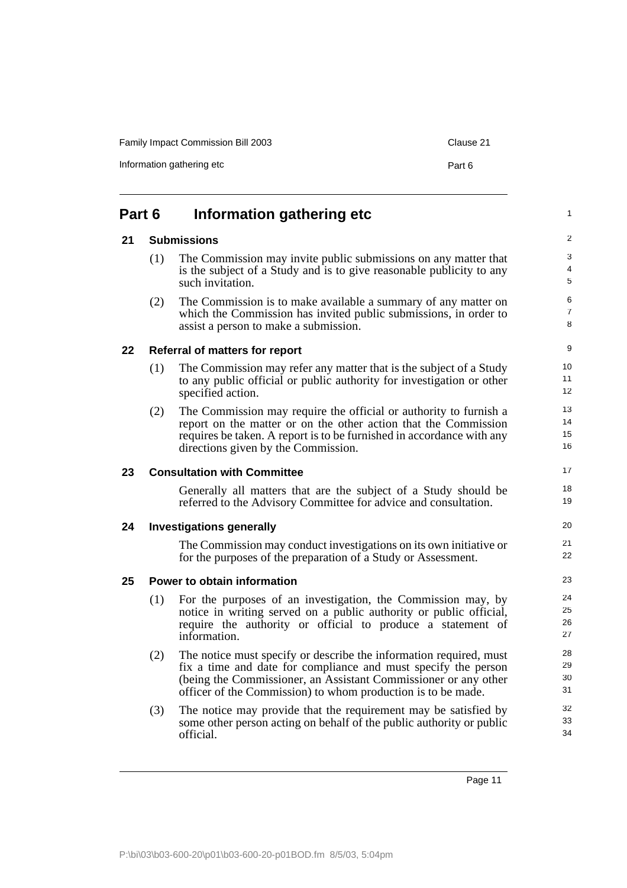## Part 6 Information gathering etc

### 21 Submissions

(1) The Commission may invite public submissions on any matter that is the subject of a Study and is to give reasonable publicity to any such invitation.

(2) The Commission is to make available a summary of any matter on which the Commission has invited public submissions, in order to assist a person to make a submission.

### 22 Referral of matters for report

(1) The Commission may refer any matter that is the subject of a Study to any public official or public authority for investigation or other specified action.

(2) The Commission may require the official or authority to furnish a report on the matter or on the other action that the Commission requires be taken. A report is to be furnished in accordance with any directions given by the Commission.

### 23 Consultation with Committee

Generally all matters that are the subject of a Study should be referred to the Advisory Committee for advice and consultation.

### 24 Investigations generally

The Commission may conduct investigations on its own initiative or for the purposes of the preparation of a Study or Assessment.

### 25 Power to obtain information

(1) For the purposes of an investigation, the Commission may, by notice in writing served on a public authority or public official, require the authority or official to produce a statement of information.

(2) The notice must specify or describe the information required, must fix a time and date for compliance and must specify the person (being the Commissioner, an Assistant Commissioner or any other officer of the Commission) to whom production is to be made.

(3) The notice may provide that the requirement may be satisfied by some other person acting on behalf of the public authority or public official.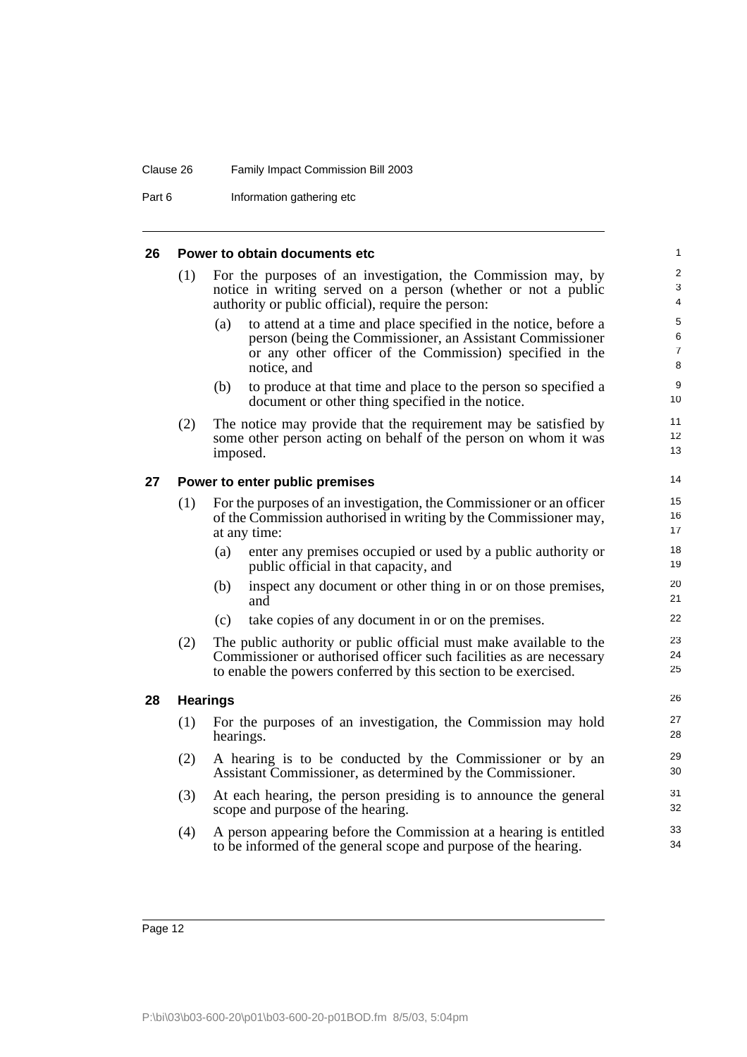## 26 Power to obtain documents etc

(1) For the purposes of an investigation, the Commission may, by notice in writing served on a person (whether or not a public authority or public official), require the person:

(a) to attend at a time and place specified in the notice, before a person (being the Commissioner, an Assistant Commissioner or any other officer of the Commission) specified in the notice, and

(b) to produce at that time and place to the person so specified a document or other thing specified in the notice.

(2) The notice may provide that the requirement may be satisfied by some other person acting on behalf of the person on whom it was imposed.

## 27 Power to enter public premises

(1) For the purposes of an investigation, the Commissioner or an officer of the Commission authorised in writing by the Commissioner may, at any time:

(a) enter any premises occupied or used by a public authority or public official in that capacity, and

(b) inspect any document or other thing in or on those premises, and

(c) take copies of any document in or on the premises.

(2) The public authority or public official must make available to the Commissioner or authorised officer such facilities as are necessary to enable the powers conferred by this section to be exercised.

## 28 Hearings

(1) For the purposes of an investigation, the Commission may hold hearings.

(2) A hearing is to be conducted by the Commissioner or by an Assistant Commissioner, as determined by the Commissioner.

(3) At each hearing, the person presiding is to announce the general scope and purpose of the hearing.

(4) A person appearing before the Commission at a hearing is entitled to be informed of the general scope and purpose of the hearing.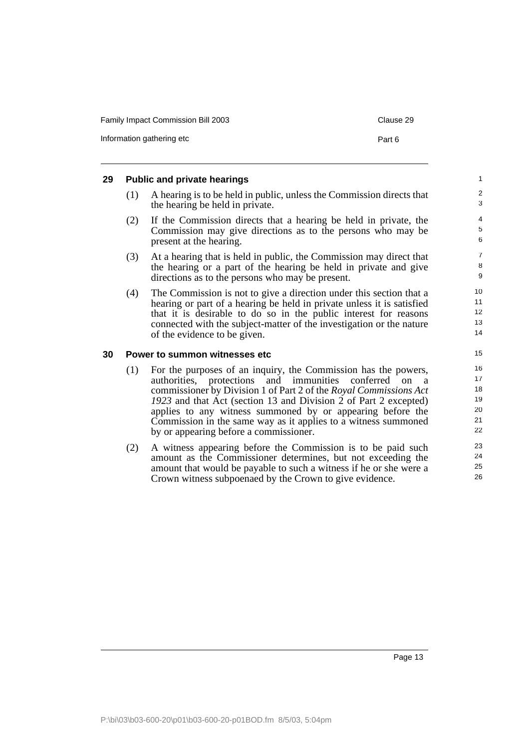## 29 Public and private hearings

(1) A hearing is to be held in public, unless the Commission directs that the hearing be held in private.

(2) If the Commission directs that a hearing be held in private, the Commission may give directions as to the persons who may be present at the hearing.

(3) At a hearing that is held in public, the Commission may direct that the hearing or a part of the hearing be held in private and give directions as to the persons who may be present.

(4) The Commission is not to give a direction under this section that a hearing or part of a hearing be held in private unless it is satisfied that it is desirable to do so in the public interest for reasons connected with the subject-matter of the investigation or the nature of the evidence to be given.

## 30 Power to summon witnesses etc

(1) For the purposes of an inquiry, the Commission has the powers, authorities, protections and immunities conferred on a commissioner by Division 1 of Part 2 of the *Royal Commissions Act 1923* and that Act (section 13 and Division 2 of Part 2 excepted) applies to any witness summoned by or appearing before the Commission in the same way as it applies to a witness summoned by or appearing before a commissioner.

(2) A witness appearing before the Commission is to be paid such amount as the Commissioner determines, but not exceeding the amount that would be payable to such a witness if he or she were a Crown witness subpoenaed by the Crown to give evidence.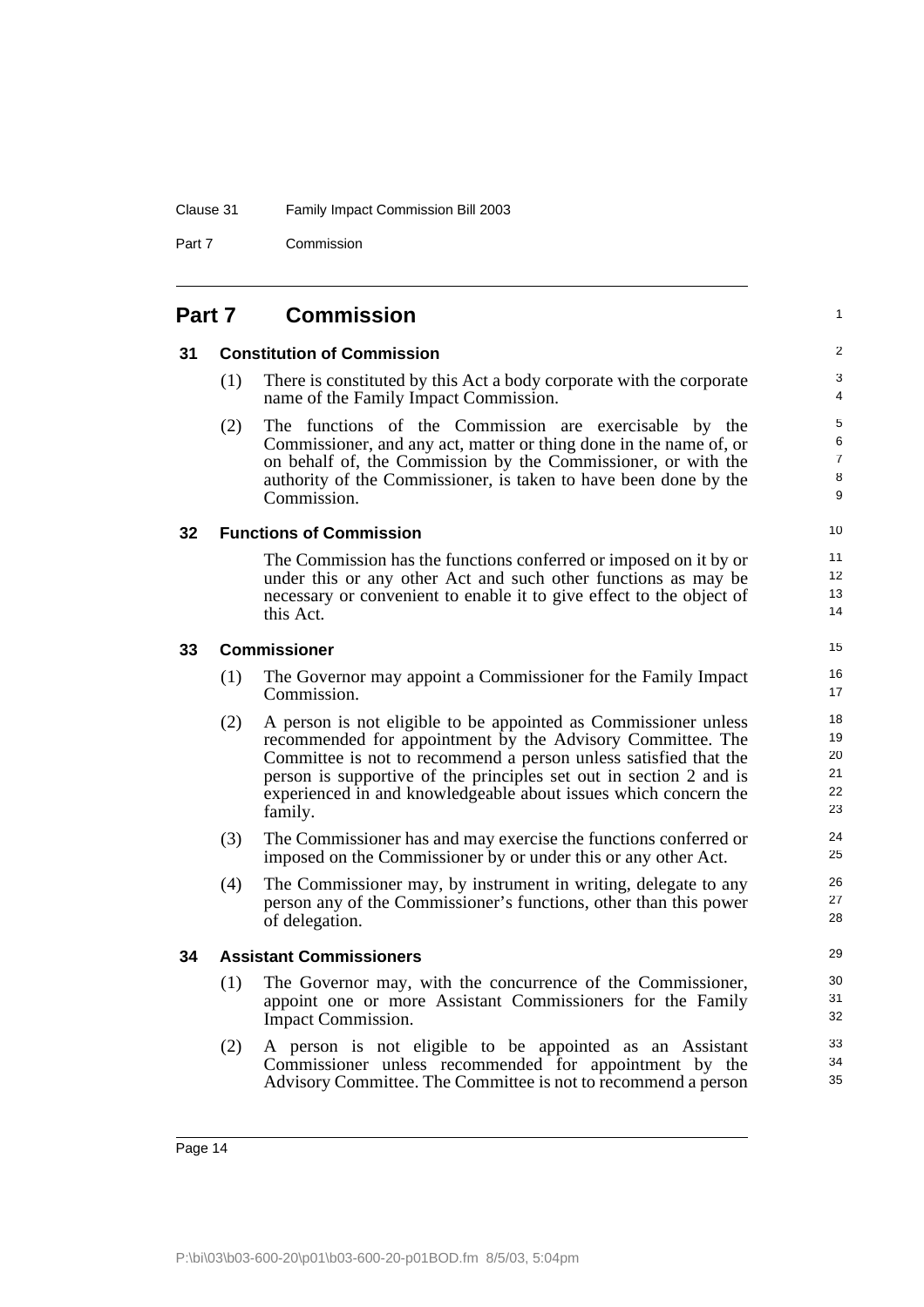## Part 7 Commission

### 31 Constitution of Commission

(1) There is constituted by this Act a body corporate with the corporate name of the Family Impact Commission.

(2) The functions of the Commission are exercisable by the Commissioner, and any act, matter or thing done in the name of, or on behalf of, the Commission by the Commissioner, or with the authority of the Commissioner, is taken to have been done by the Commission.

### 32 Functions of Commission

The Commission has the functions conferred or imposed on it by or under this or any other Act and such other functions as may be necessary or convenient to enable it to give effect to the object of this Act.

### 33 Commissioner

(1) The Governor may appoint a Commissioner for the Family Impact Commission.

(2) A person is not eligible to be appointed as Commissioner unless recommended for appointment by the Advisory Committee. The Committee is not to recommend a person unless satisfied that the person is supportive of the principles set out in section 2 and is experienced in and knowledgeable about issues which concern the family.

(3) The Commissioner has and may exercise the functions conferred or imposed on the Commissioner by or under this or any other Act.

(4) The Commissioner may, by instrument in writing, delegate to any person any of the Commissioner's functions, other than this power of delegation.

### 34 Assistant Commissioners

(1) The Governor may, with the concurrence of the Commissioner, appoint one or more Assistant Commissioners for the Family Impact Commission.

(2) A person is not eligible to be appointed as an Assistant Commissioner unless recommended for appointment by the Advisory Committee. The Committee is not to recommend a person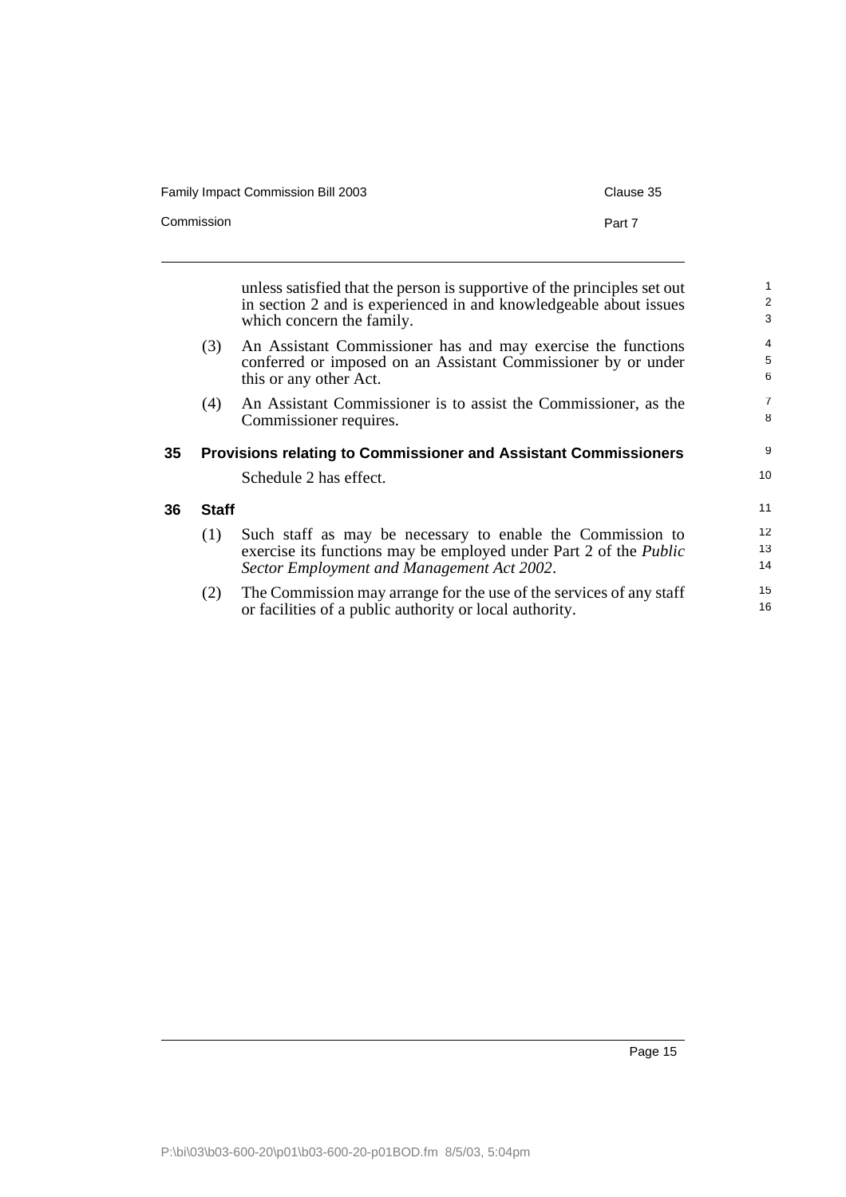unless satisfied that the person is supportive of the principles set out in section 2 and is experienced in and knowledgeable about issues which concern the family.

(3) An Assistant Commissioner has and may exercise the functions conferred or imposed on an Assistant Commissioner by or under this or any other Act.

(4) An Assistant Commissioner is to assist the Commissioner, as the Commissioner requires.

### 35 Provisions relating to Commissioner and Assistant Commissioners

Schedule 2 has effect.

### 36 Staff

(1) Such staff as may be necessary to enable the Commission to exercise its functions may be employed under Part 2 of the *Public Sector Employment and Management Act 2002*.

(2) The Commission may arrange for the use of the services of any staff or facilities of a public authority or local authority.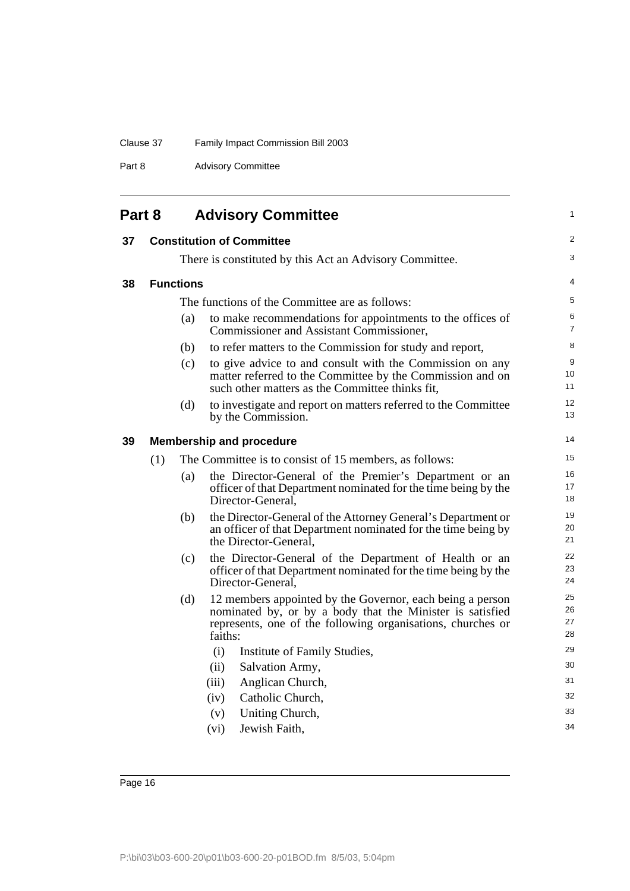## Part 8 Advisory Committee

### 37 Constitution of Committee

There is constituted by this Act an Advisory Committee.

### 38 Functions

The functions of the Committee are as follows:

(a) to make recommendations for appointments to the offices of Commissioner and Assistant Commissioner,

(b) to refer matters to the Commission for study and report,

(c) to give advice to and consult with the Commission on any matter referred to the Committee by the Commission and on such other matters as the Committee thinks fit,

(d) to investigate and report on matters referred to the Committee by the Commission.

### 39 Membership and procedure

(1) The Committee is to consist of 15 members, as follows:

(a) the Director-General of the Premier's Department or an officer of that Department nominated for the time being by the Director-General,

(b) the Director-General of the Attorney General's Department or an officer of that Department nominated for the time being by the Director-General,

(c) the Director-General of the Department of Health or an officer of that Department nominated for the time being by the Director-General,

(d) 12 members appointed by the Governor, each being a person nominated by, or by a body that the Minister is satisfied represents, one of the following organisations, churches or faiths:

(i) Institute of Family Studies,

(ii) Salvation Army,

(iii) Anglican Church,

(iv) Catholic Church,

(v) Uniting Church,

(vi) Jewish Faith,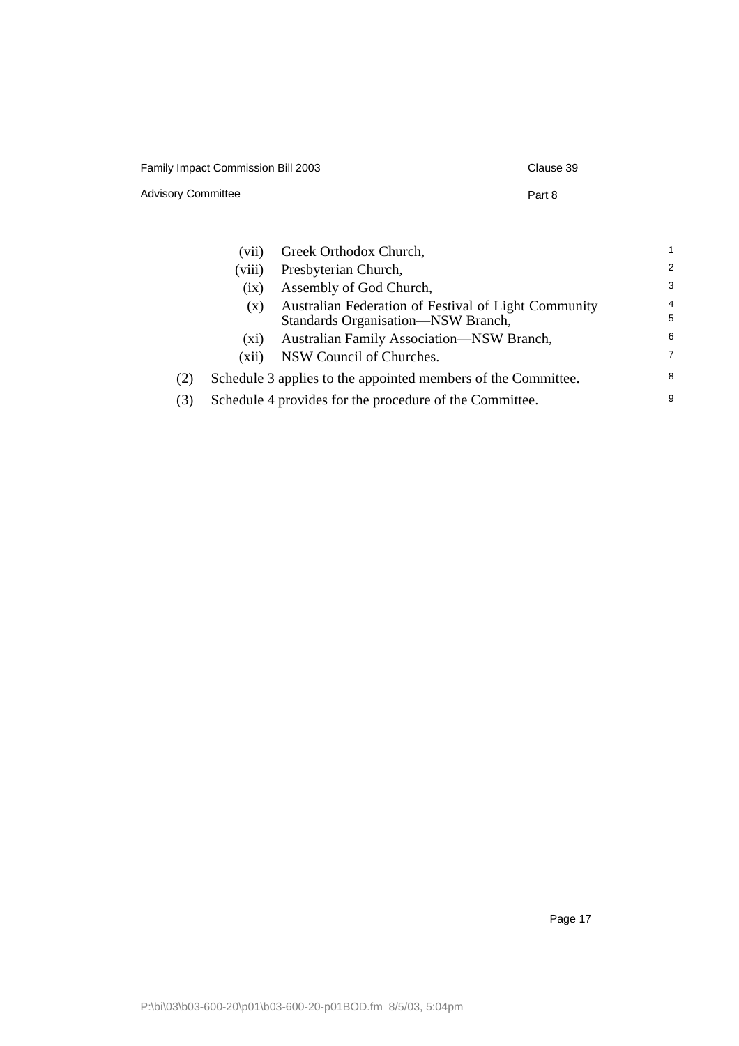(vii) Greek Orthodox Church,

(viii) Presbyterian Church,

(ix) Assembly of God Church,

(x) Australian Federation of Festival of Light Community Standards Organisation—NSW Branch,

(xi) Australian Family Association—NSW Branch,

(xii) NSW Council of Churches.

(2) Schedule 3 applies to the appointed members of the Committee.

(3) Schedule 4 provides for the procedure of the Committee.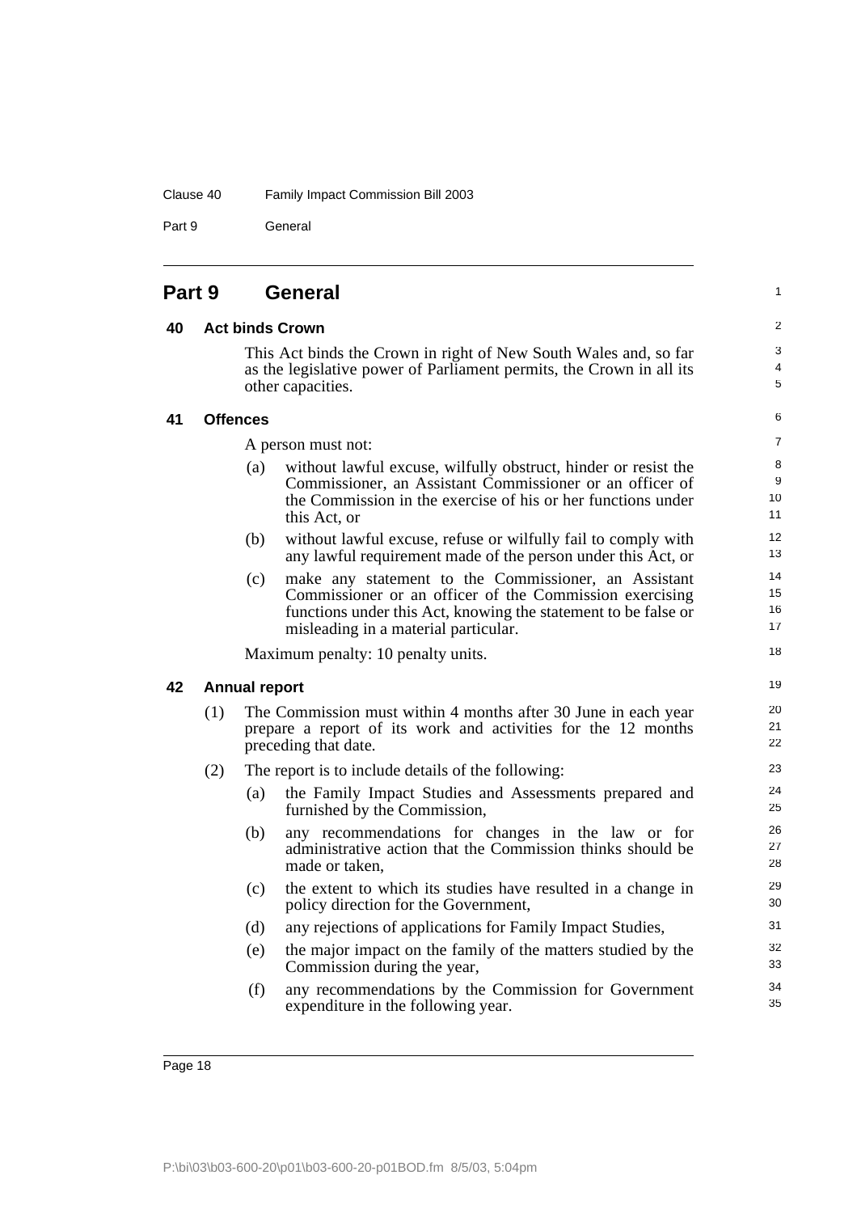## Part 9 General

### 40 Act binds Crown

This Act binds the Crown in right of New South Wales and, so far as the legislative power of Parliament permits, the Crown in all its other capacities.

### 41 Offences

A person must not:

(a) without lawful excuse, wilfully obstruct, hinder or resist the Commissioner, an Assistant Commissioner or an officer of the Commission in the exercise of his or her functions under this Act, or

(b) without lawful excuse, refuse or wilfully fail to comply with any lawful requirement made of the person under this Act, or

(c) make any statement to the Commissioner, an Assistant Commissioner or an officer of the Commission exercising functions under this Act, knowing the statement to be false or misleading in a material particular.

Maximum penalty: 10 penalty units.

### 42 Annual report

(1) The Commission must within 4 months after 30 June in each year prepare a report of its work and activities for the 12 months preceding that date.

(2) The report is to include details of the following:

(a) the Family Impact Studies and Assessments prepared and furnished by the Commission,

(b) any recommendations for changes in the law or for administrative action that the Commission thinks should be made or taken,

(c) the extent to which its studies have resulted in a change in policy direction for the Government,

(d) any rejections of applications for Family Impact Studies,

(e) the major impact on the family of the matters studied by the Commission during the year,

(f) any recommendations by the Commission for Government expenditure in the following year.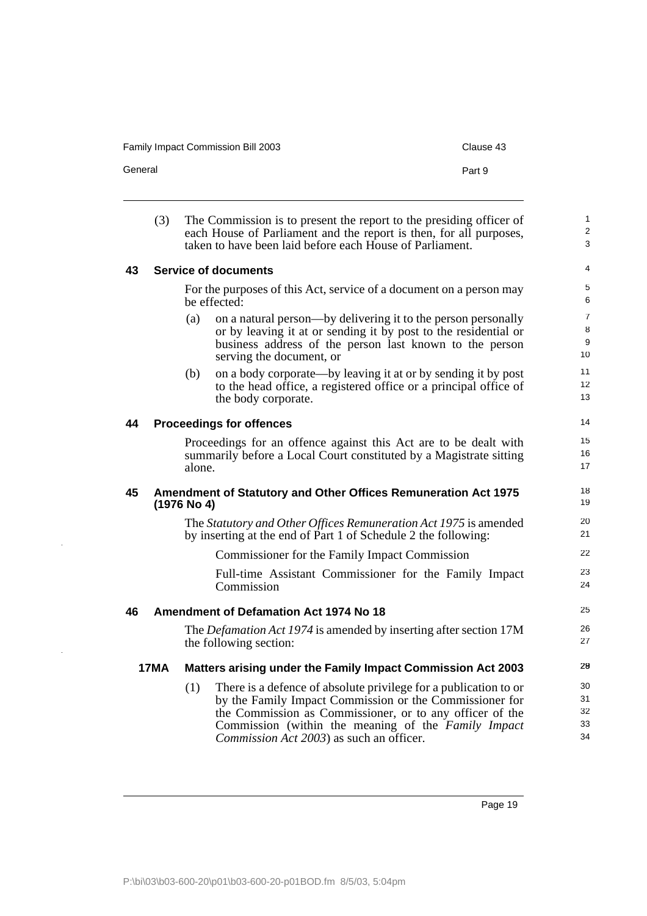(3) The Commission is to present the report to the presiding officer of each House of Parliament and the report is then, for all purposes, taken to have been laid before each House of Parliament.

### 43 Service of documents

For the purposes of this Act, service of a document on a person may be effected:

(a) on a natural person—by delivering it to the person personally or by leaving it at or sending it by post to the residential or business address of the person last known to the person serving the document, or

(b) on a body corporate—by leaving it at or by sending it by post to the head office, a registered office or a principal office of the body corporate.

### 44 Proceedings for offences

Proceedings for an offence against this Act are to be dealt with summarily before a Local Court constituted by a Magistrate sitting alone.

### 45 Amendment of Statutory and Other Offices Remuneration Act 1975 (1976 No 4)

The *Statutory and Other Offices Remuneration Act 1975* is amended by inserting at the end of Part 1 of Schedule 2 the following:

Commissioner for the Family Impact Commission

Full-time Assistant Commissioner for the Family Impact Commission

### 46 Amendment of Defamation Act 1974 No 18

The *Defamation Act 1974* is amended by inserting after section 17M the following section:

#### 17MA Matters arising under the Family Impact Commission Act 2003

(1) There is a defence of absolute privilege for a publication to or by the Family Impact Commission or the Commissioner for the Commission as Commissioner, or to any officer of the Commission (within the meaning of the *Family Impact Commission Act 2003*) as such an officer.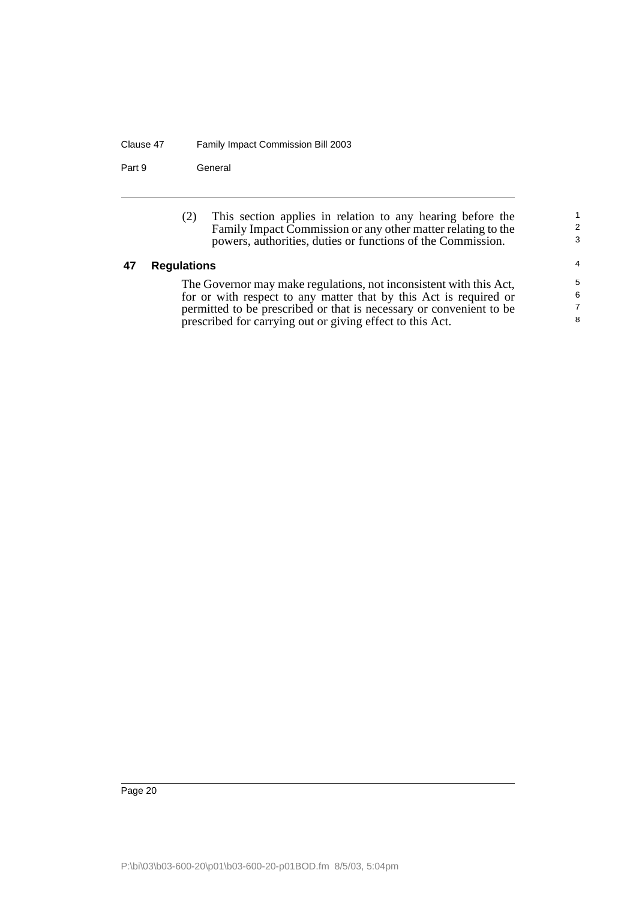(2) This section applies in relation to any hearing before the Family Impact Commission or any other matter relating to the powers, authorities, duties or functions of the Commission.

## 47 Regulations

The Governor may make regulations, not inconsistent with this Act, for or with respect to any matter that by this Act is required or permitted to be prescribed or that is necessary or convenient to be prescribed for carrying out or giving effect to this Act.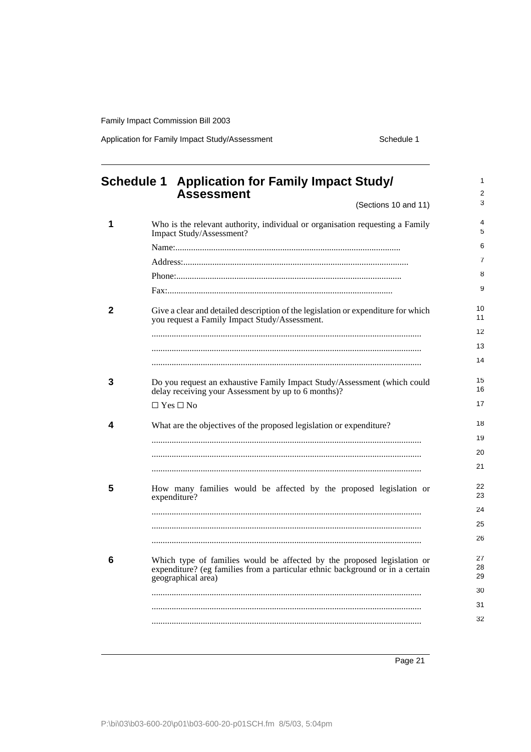## Schedule 1 Application for Family Impact Study/Assessment

(Sections 10 and 11)

**1** Who is the relevant authority, individual or organisation requesting a Family Impact Study/Assessment?

Name:....................................................................................................

Address:....................................................................................................

Phone:....................................................................................................

Fax:....................................................................................................

**2** Give a clear and detailed description of the legislation or expenditure for which you request a Family Impact Study/Assessment.

........................................................................................................................

........................................................................................................................

........................................................................................................................

**3** Do you request an exhaustive Family Impact Study/Assessment (which could delay receiving your Assessment by up to 6 months)?

☐ Yes ☐ No

**4** What are the objectives of the proposed legislation or expenditure?

........................................................................................................................

........................................................................................................................

........................................................................................................................

**5** How many families would be affected by the proposed legislation or expenditure?

........................................................................................................................

........................................................................................................................

........................................................................................................................

**6** Which type of families would be affected by the proposed legislation or expenditure? (eg families from a particular ethnic background or in a certain geographical area)

........................................................................................................................

........................................................................................................................

........................................................................................................................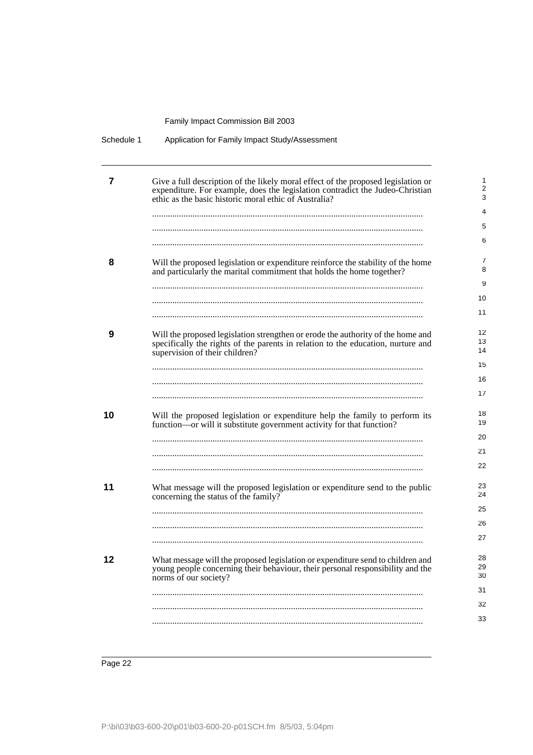**7** Give a full description of the likely moral effect of the proposed legislation or expenditure. For example, does the legislation contradict the Judeo-Christian ethic as the basic historic moral ethic of Australia?

........................................................................................................................

........................................................................................................................

........................................................................................................................

**8** Will the proposed legislation or expenditure reinforce the stability of the home and particularly the marital commitment that holds the home together?

........................................................................................................................

........................................................................................................................

........................................................................................................................

**9** Will the proposed legislation strengthen or erode the authority of the home and specifically the rights of the parents in relation to the education, nurture and supervision of their children?

........................................................................................................................

........................................................................................................................

........................................................................................................................

**10** Will the proposed legislation or expenditure help the family to perform its function—or will it substitute government activity for that function?

........................................................................................................................

........................................................................................................................

........................................................................................................................

**11** What message will the proposed legislation or expenditure send to the public concerning the status of the family?

........................................................................................................................

........................................................................................................................

........................................................................................................................

**12** What message will the proposed legislation or expenditure send to children and young people concerning their behaviour, their personal responsibility and the norms of our society?

........................................................................................................................

........................................................................................................................

........................................................................................................................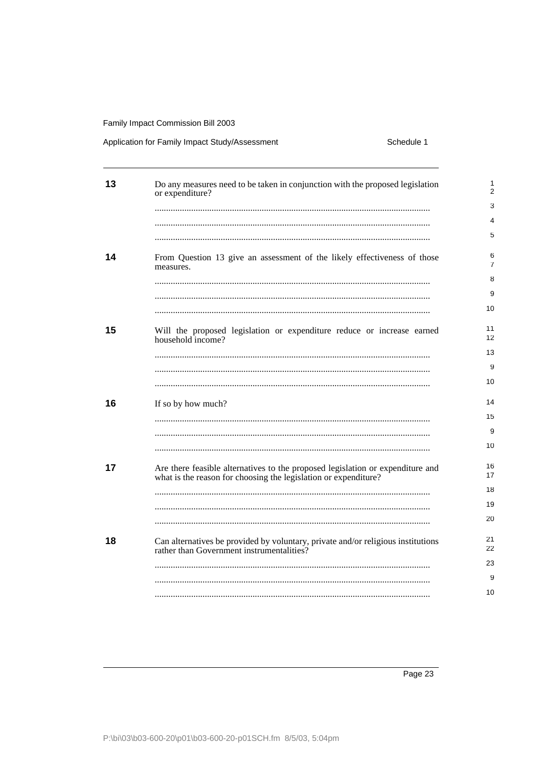**13** Do any measures need to be taken in conjunction with the proposed legislation or expenditure?

........................................................................................................................

........................................................................................................................

........................................................................................................................

**14** From Question 13 give an assessment of the likely effectiveness of those measures.

........................................................................................................................

........................................................................................................................

........................................................................................................................

**15** Will the proposed legislation or expenditure reduce or increase earned household income?

........................................................................................................................

........................................................................................................................

........................................................................................................................

**16** If so by how much?

........................................................................................................................

........................................................................................................................

........................................................................................................................

**17** Are there feasible alternatives to the proposed legislation or expenditure and what is the reason for choosing the legislation or expenditure?

........................................................................................................................

........................................................................................................................

........................................................................................................................

**18** Can alternatives be provided by voluntary, private and/or religious institutions rather than Government instrumentalities?

........................................................................................................................

........................................................................................................................

........................................................................................................................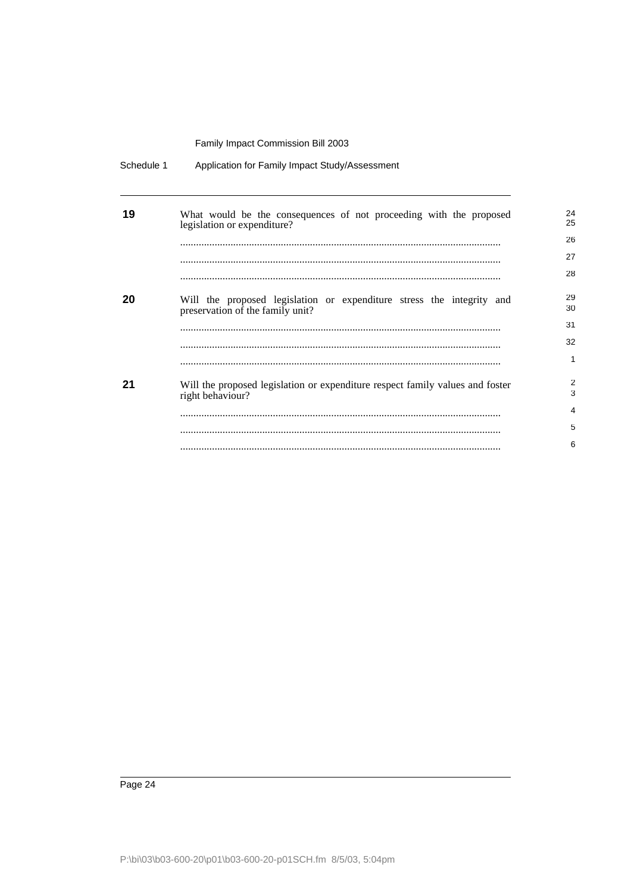**19** What would be the consequences of not proceeding with the proposed legislation or expenditure?

.........................................................................................................................

.........................................................................................................................

.........................................................................................................................

**20** Will the proposed legislation or expenditure stress the integrity and preservation of the family unit?

.........................................................................................................................

.........................................................................................................................

.........................................................................................................................

**21** Will the proposed legislation or expenditure respect family values and foster right behaviour?

.........................................................................................................................

.........................................................................................................................

.........................................................................................................................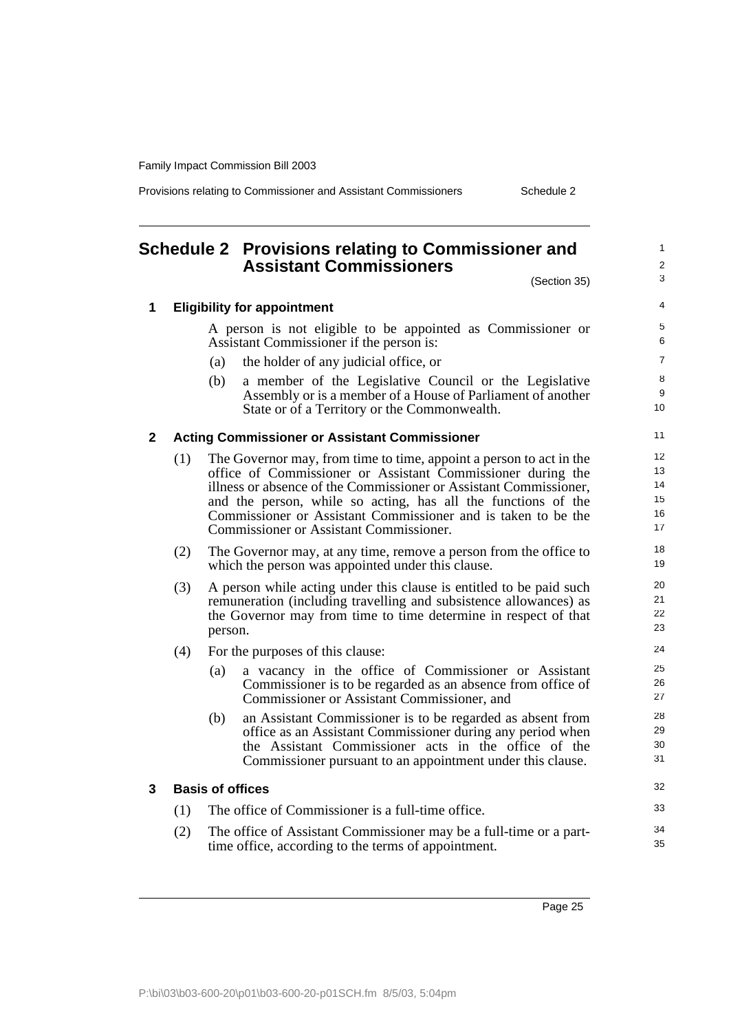# Schedule 2 Provisions relating to Commissioner and Assistant Commissioners

(Section 35)

## 1 Eligibility for appointment

A person is not eligible to be appointed as Commissioner or Assistant Commissioner if the person is:

(a) the holder of any judicial office, or

(b) a member of the Legislative Council or the Legislative Assembly or is a member of a House of Parliament of another State or of a Territory or the Commonwealth.

## 2 Acting Commissioner or Assistant Commissioner

(1) The Governor may, from time to time, appoint a person to act in the office of Commissioner or Assistant Commissioner during the illness or absence of the Commissioner or Assistant Commissioner, and the person, while so acting, has all the functions of the Commissioner or Assistant Commissioner and is taken to be the Commissioner or Assistant Commissioner.

(2) The Governor may, at any time, remove a person from the office to which the person was appointed under this clause.

(3) A person while acting under this clause is entitled to be paid such remuneration (including travelling and subsistence allowances) as the Governor may from time to time determine in respect of that person.

(4) For the purposes of this clause:

(a) a vacancy in the office of Commissioner or Assistant Commissioner is to be regarded as an absence from office of Commissioner or Assistant Commissioner, and

(b) an Assistant Commissioner is to be regarded as absent from office as an Assistant Commissioner during any period when the Assistant Commissioner acts in the office of the Commissioner pursuant to an appointment under this clause.

## 3 Basis of offices

(1) The office of Commissioner is a full-time office.

(2) The office of Assistant Commissioner may be a full-time or a part-time office, according to the terms of appointment.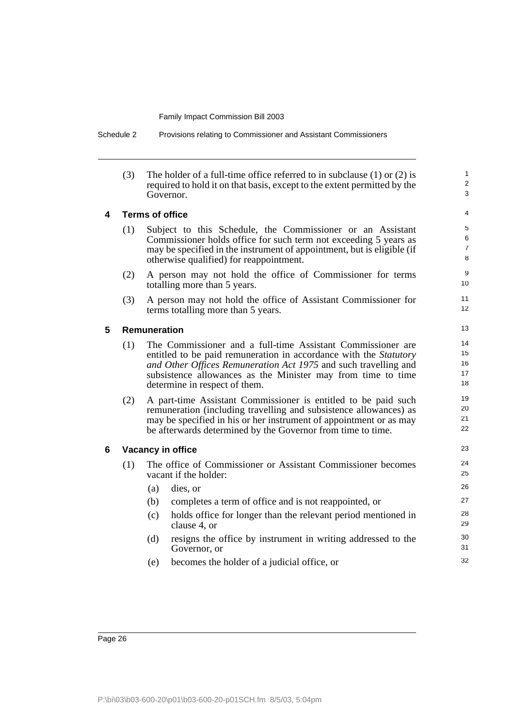(3) The holder of a full-time office referred to in subclause (1) or (2) is required to hold it on that basis, except to the extent permitted by the Governor.

### 4 Terms of office

(1) Subject to this Schedule, the Commissioner or an Assistant Commissioner holds office for such term not exceeding 5 years as may be specified in the instrument of appointment, but is eligible (if otherwise qualified) for reappointment.

(2) A person may not hold the office of Commissioner for terms totalling more than 5 years.

(3) A person may not hold the office of Assistant Commissioner for terms totalling more than 5 years.

### 5 Remuneration

(1) The Commissioner and a full-time Assistant Commissioner are entitled to be paid remuneration in accordance with the *Statutory and Other Offices Remuneration Act 1975* and such travelling and subsistence allowances as the Minister may from time to time determine in respect of them.

(2) A part-time Assistant Commissioner is entitled to be paid such remuneration (including travelling and subsistence allowances) as may be specified in his or her instrument of appointment or as may be afterwards determined by the Governor from time to time.

### 6 Vacancy in office

(1) The office of Commissioner or Assistant Commissioner becomes vacant if the holder:

(a) dies, or

(b) completes a term of office and is not reappointed, or

(c) holds office for longer than the relevant period mentioned in clause 4, or

(d) resigns the office by instrument in writing addressed to the Governor, or

(e) becomes the holder of a judicial office, or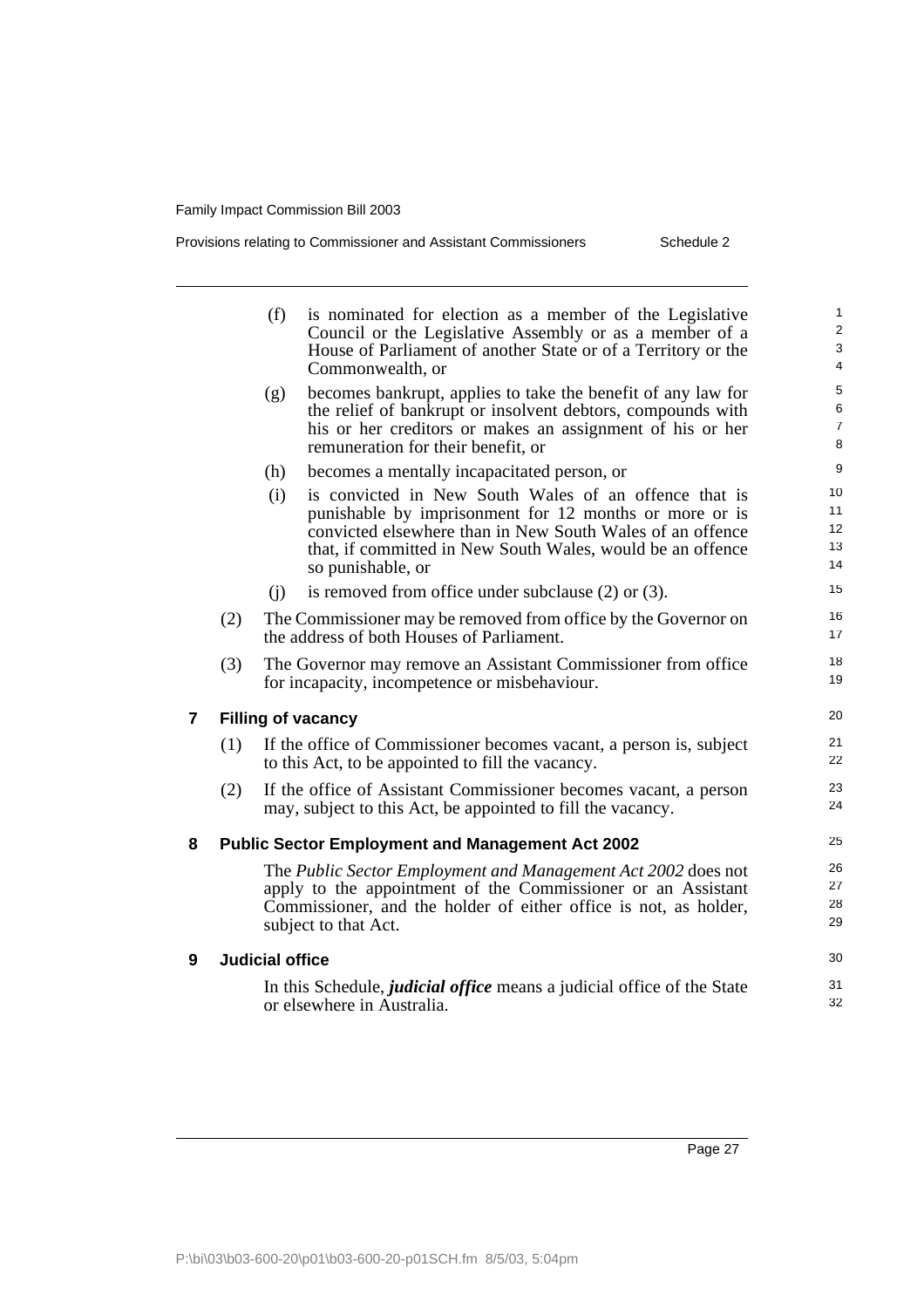(f) is nominated for election as a member of the Legislative Council or the Legislative Assembly or as a member of a House of Parliament of another State or of a Territory or the Commonwealth, or

(g) becomes bankrupt, applies to take the benefit of any law for the relief of bankrupt or insolvent debtors, compounds with his or her creditors or makes an assignment of his or her remuneration for their benefit, or

(h) becomes a mentally incapacitated person, or

(i) is convicted in New South Wales of an offence that is punishable by imprisonment for 12 months or more or is convicted elsewhere than in New South Wales of an offence that, if committed in New South Wales, would be an offence so punishable, or

(j) is removed from office under subclause (2) or (3).

(2) The Commissioner may be removed from office by the Governor on the address of both Houses of Parliament.

(3) The Governor may remove an Assistant Commissioner from office for incapacity, incompetence or misbehaviour.

## 7 Filling of vacancy

(1) If the office of Commissioner becomes vacant, a person is, subject to this Act, to be appointed to fill the vacancy.

(2) If the office of Assistant Commissioner becomes vacant, a person may, subject to this Act, be appointed to fill the vacancy.

## 8 Public Sector Employment and Management Act 2002

The *Public Sector Employment and Management Act 2002* does not apply to the appointment of the Commissioner or an Assistant Commissioner, and the holder of either office is not, as holder, subject to that Act.

## 9 Judicial office

In this Schedule, ***judicial office*** means a judicial office of the State or elsewhere in Australia.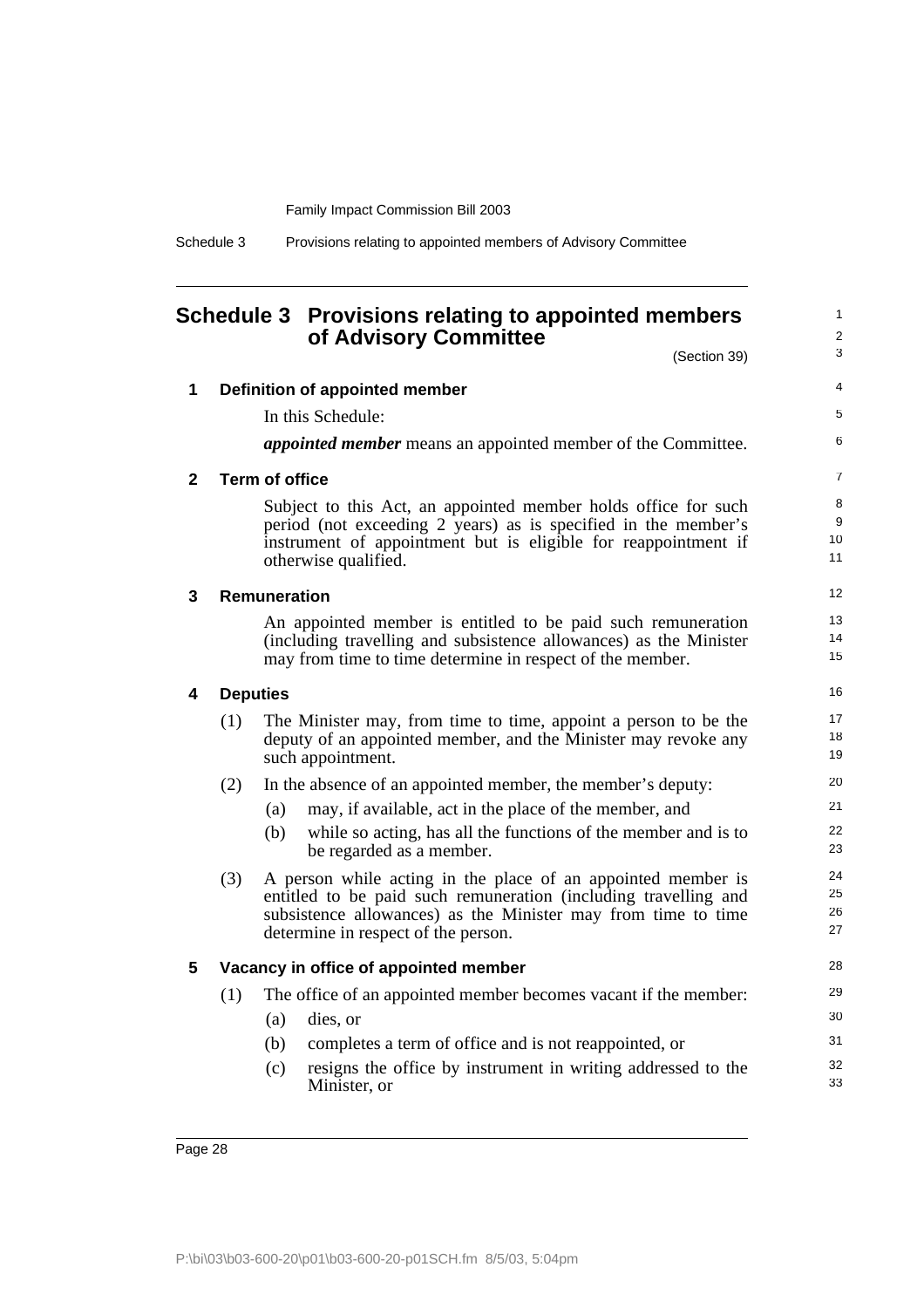# Schedule 3 Provisions relating to appointed members of Advisory Committee

(Section 39)

## 1 Definition of appointed member

In this Schedule:

***appointed member*** means an appointed member of the Committee.

## 2 Term of office

Subject to this Act, an appointed member holds office for such period (not exceeding 2 years) as is specified in the member's instrument of appointment but is eligible for reappointment if otherwise qualified.

## 3 Remuneration

An appointed member is entitled to be paid such remuneration (including travelling and subsistence allowances) as the Minister may from time to time determine in respect of the member.

## 4 Deputies

(1) The Minister may, from time to time, appoint a person to be the deputy of an appointed member, and the Minister may revoke any such appointment.

(2) In the absence of an appointed member, the member's deputy:

- (a) may, if available, act in the place of the member, and
- (b) while so acting, has all the functions of the member and is to be regarded as a member.

(3) A person while acting in the place of an appointed member is entitled to be paid such remuneration (including travelling and subsistence allowances) as the Minister may from time to time determine in respect of the person.

## 5 Vacancy in office of appointed member

(1) The office of an appointed member becomes vacant if the member:

- (a) dies, or
- (b) completes a term of office and is not reappointed, or
- (c) resigns the office by instrument in writing addressed to the Minister, or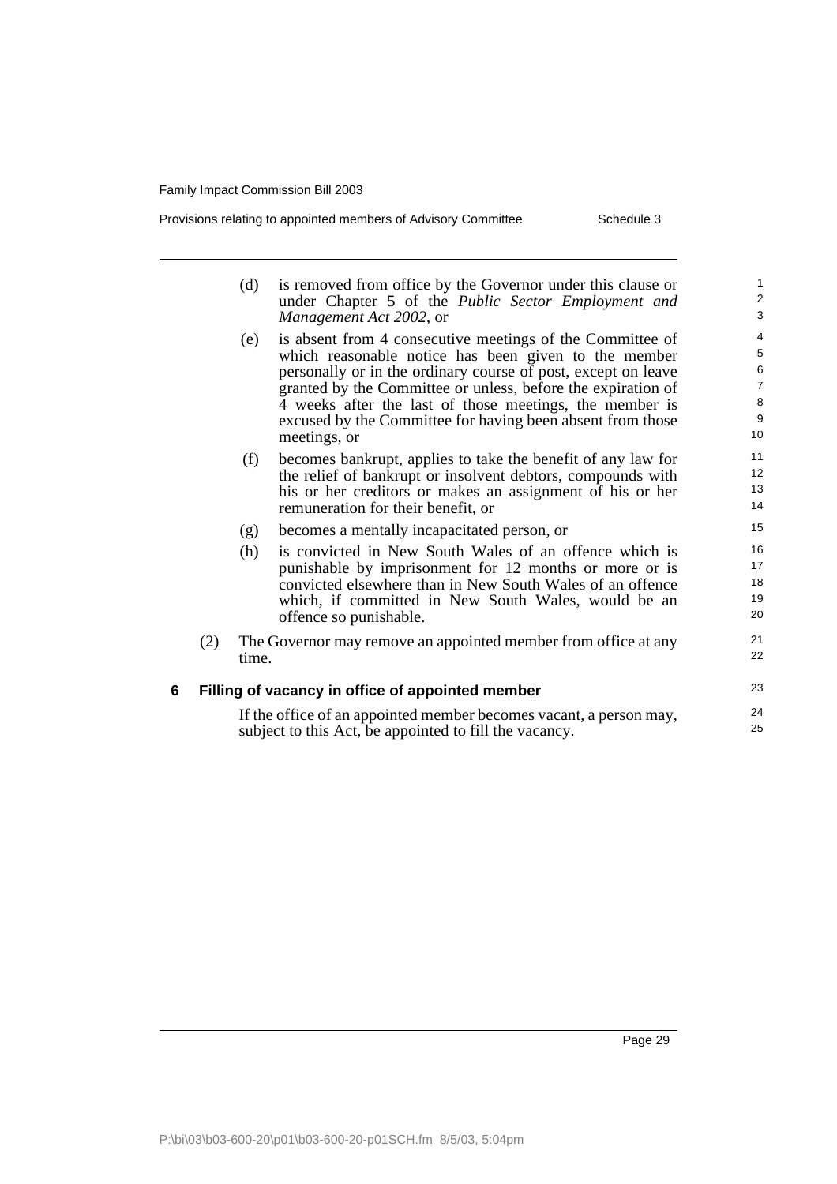(d) is removed from office by the Governor under this clause or under Chapter 5 of the *Public Sector Employment and Management Act 2002*, or

(e) is absent from 4 consecutive meetings of the Committee of which reasonable notice has been given to the member personally or in the ordinary course of post, except on leave granted by the Committee or unless, before the expiration of 4 weeks after the last of those meetings, the member is excused by the Committee for having been absent from those meetings, or

(f) becomes bankrupt, applies to take the benefit of any law for the relief of bankrupt or insolvent debtors, compounds with his or her creditors or makes an assignment of his or her remuneration for their benefit, or

(g) becomes a mentally incapacitated person, or

(h) is convicted in New South Wales of an offence which is punishable by imprisonment for 12 months or more or is convicted elsewhere than in New South Wales of an offence which, if committed in New South Wales, would be an offence so punishable.

(2) The Governor may remove an appointed member from office at any time.

### 6 Filling of vacancy in office of appointed member

If the office of an appointed member becomes vacant, a person may, subject to this Act, be appointed to fill the vacancy.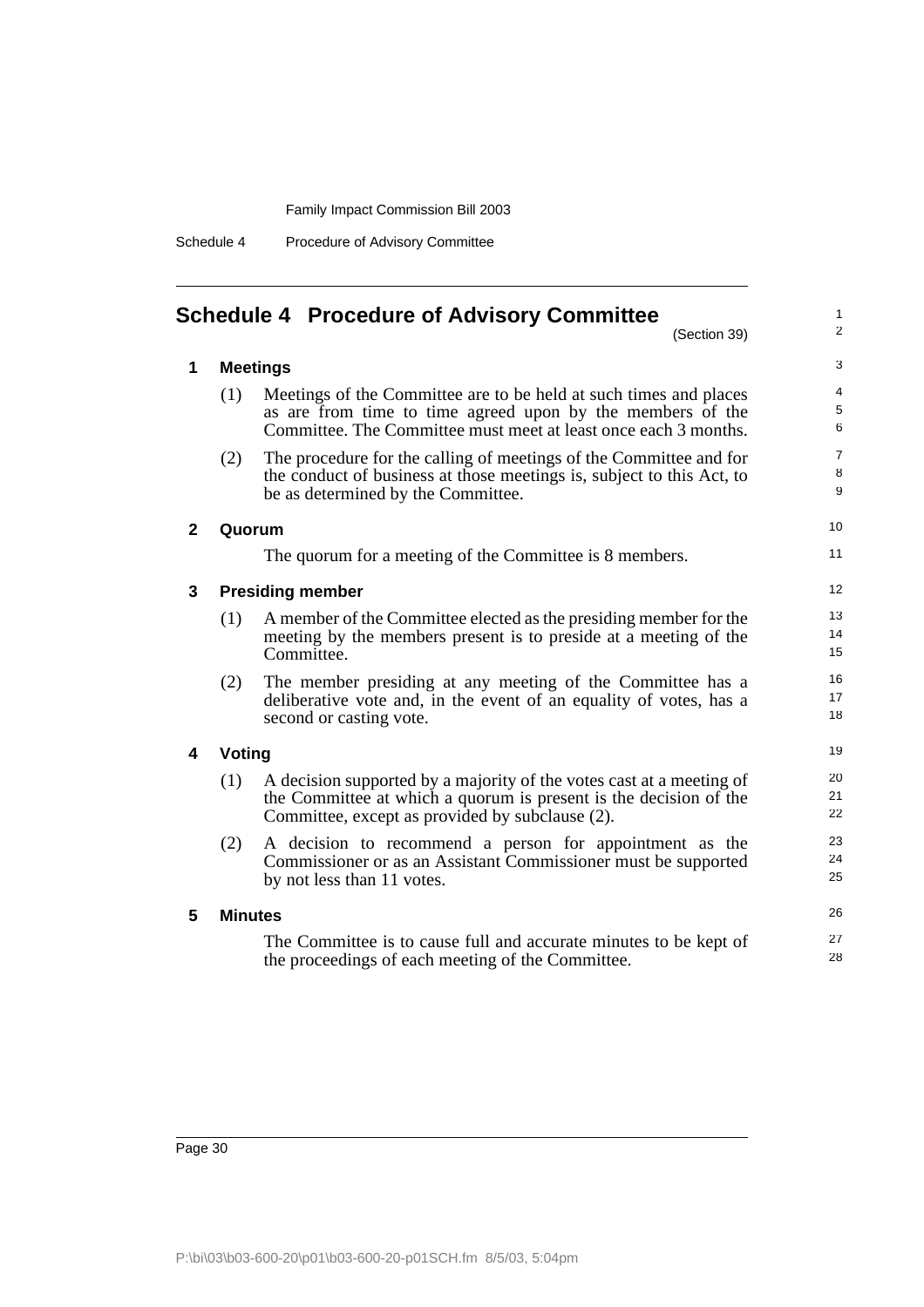# Schedule 4 Procedure of Advisory Committee

(Section 39)

## 1 Meetings

(1) Meetings of the Committee are to be held at such times and places as are from time to time agreed upon by the members of the Committee. The Committee must meet at least once each 3 months.

(2) The procedure for the calling of meetings of the Committee and for the conduct of business at those meetings is, subject to this Act, to be as determined by the Committee.

## 2 Quorum

The quorum for a meeting of the Committee is 8 members.

## 3 Presiding member

(1) A member of the Committee elected as the presiding member for the meeting by the members present is to preside at a meeting of the Committee.

(2) The member presiding at any meeting of the Committee has a deliberative vote and, in the event of an equality of votes, has a second or casting vote.

## 4 Voting

(1) A decision supported by a majority of the votes cast at a meeting of the Committee at which a quorum is present is the decision of the Committee, except as provided by subclause (2).

(2) A decision to recommend a person for appointment as the Commissioner or as an Assistant Commissioner must be supported by not less than 11 votes.

## 5 Minutes

The Committee is to cause full and accurate minutes to be kept of the proceedings of each meeting of the Committee.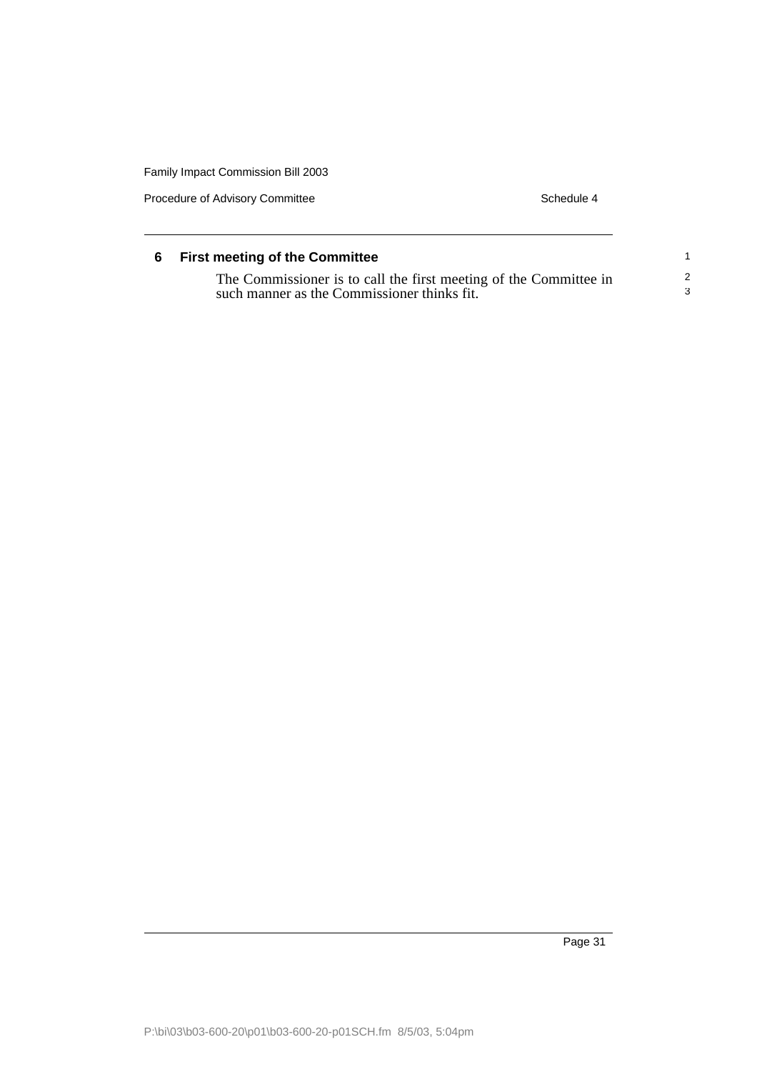### 6 First meeting of the Committee

The Commissioner is to call the first meeting of the Committee in such manner as the Commissioner thinks fit.